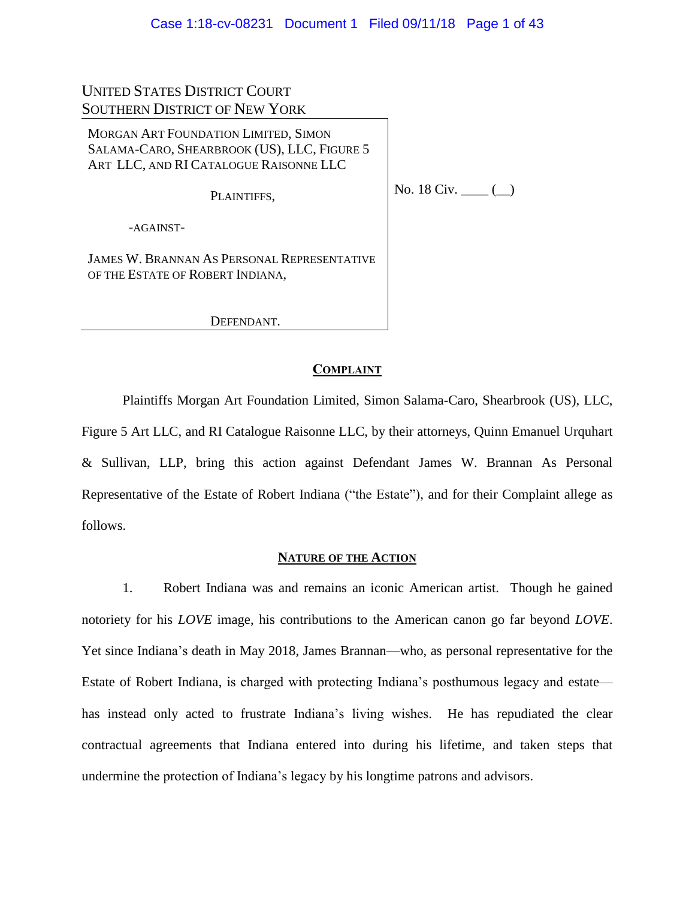UNITED STATES DISTRICT COURT
SOUTHERN DISTRICT OF NEW YORK

| | |
|---|---|
| MORGAN ART FOUNDATION LIMITED, SIMON SALAMA-CARO, SHEARBROOK (US), LLC, FIGURE 5 ART LLC, AND RI CATALOGUE RAISONNE LLC<br><br>PLAINTIFFS,<br><br>-AGAINST-<br><br>JAMES W. BRANNAN AS PERSONAL REPRESENTATIVE OF THE ESTATE OF ROBERT INDIANA,<br><br>DEFENDANT. | No. 18 Civ. ____ (__) |

## COMPLAINT

Plaintiffs Morgan Art Foundation Limited, Simon Salama-Caro, Shearbrook (US), LLC, Figure 5 Art LLC, and RI Catalogue Raisonne LLC, by their attorneys, Quinn Emanuel Urquhart & Sullivan, LLP, bring this action against Defendant James W. Brannan As Personal Representative of the Estate of Robert Indiana ("the Estate"), and for their Complaint allege as follows.

## NATURE OF THE ACTION

1. Robert Indiana was and remains an iconic American artist. Though he gained notoriety for his *LOVE* image, his contributions to the American canon go far beyond *LOVE*. Yet since Indiana's death in May 2018, James Brannan—who, as personal representative for the Estate of Robert Indiana, is charged with protecting Indiana's posthumous legacy and estate—has instead only acted to frustrate Indiana's living wishes. He has repudiated the clear contractual agreements that Indiana entered into during his lifetime, and taken steps that undermine the protection of Indiana's legacy by his longtime patrons and advisors.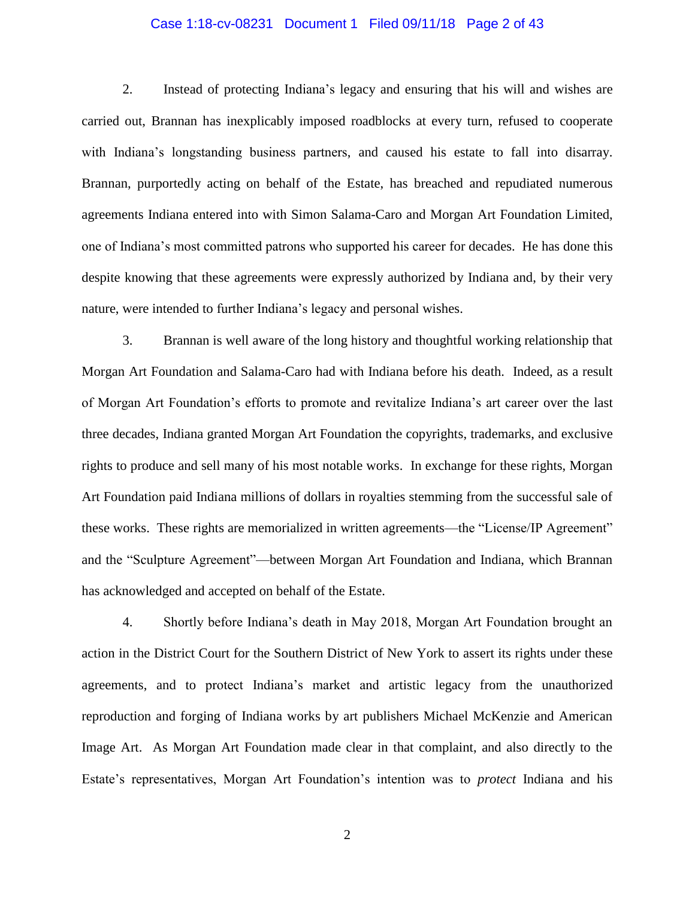2. Instead of protecting Indiana's legacy and ensuring that his will and wishes are carried out, Brannan has inexplicably imposed roadblocks at every turn, refused to cooperate with Indiana's longstanding business partners, and caused his estate to fall into disarray. Brannan, purportedly acting on behalf of the Estate, has breached and repudiated numerous agreements Indiana entered into with Simon Salama-Caro and Morgan Art Foundation Limited, one of Indiana's most committed patrons who supported his career for decades. He has done this despite knowing that these agreements were expressly authorized by Indiana and, by their very nature, were intended to further Indiana's legacy and personal wishes.

3. Brannan is well aware of the long history and thoughtful working relationship that Morgan Art Foundation and Salama-Caro had with Indiana before his death. Indeed, as a result of Morgan Art Foundation's efforts to promote and revitalize Indiana's art career over the last three decades, Indiana granted Morgan Art Foundation the copyrights, trademarks, and exclusive rights to produce and sell many of his most notable works. In exchange for these rights, Morgan Art Foundation paid Indiana millions of dollars in royalties stemming from the successful sale of these works. These rights are memorialized in written agreements—the "License/IP Agreement" and the "Sculpture Agreement"—between Morgan Art Foundation and Indiana, which Brannan has acknowledged and accepted on behalf of the Estate.

4. Shortly before Indiana's death in May 2018, Morgan Art Foundation brought an action in the District Court for the Southern District of New York to assert its rights under these agreements, and to protect Indiana's market and artistic legacy from the unauthorized reproduction and forging of Indiana works by art publishers Michael McKenzie and American Image Art. As Morgan Art Foundation made clear in that complaint, and also directly to the Estate's representatives, Morgan Art Foundation's intention was to *protect* Indiana and his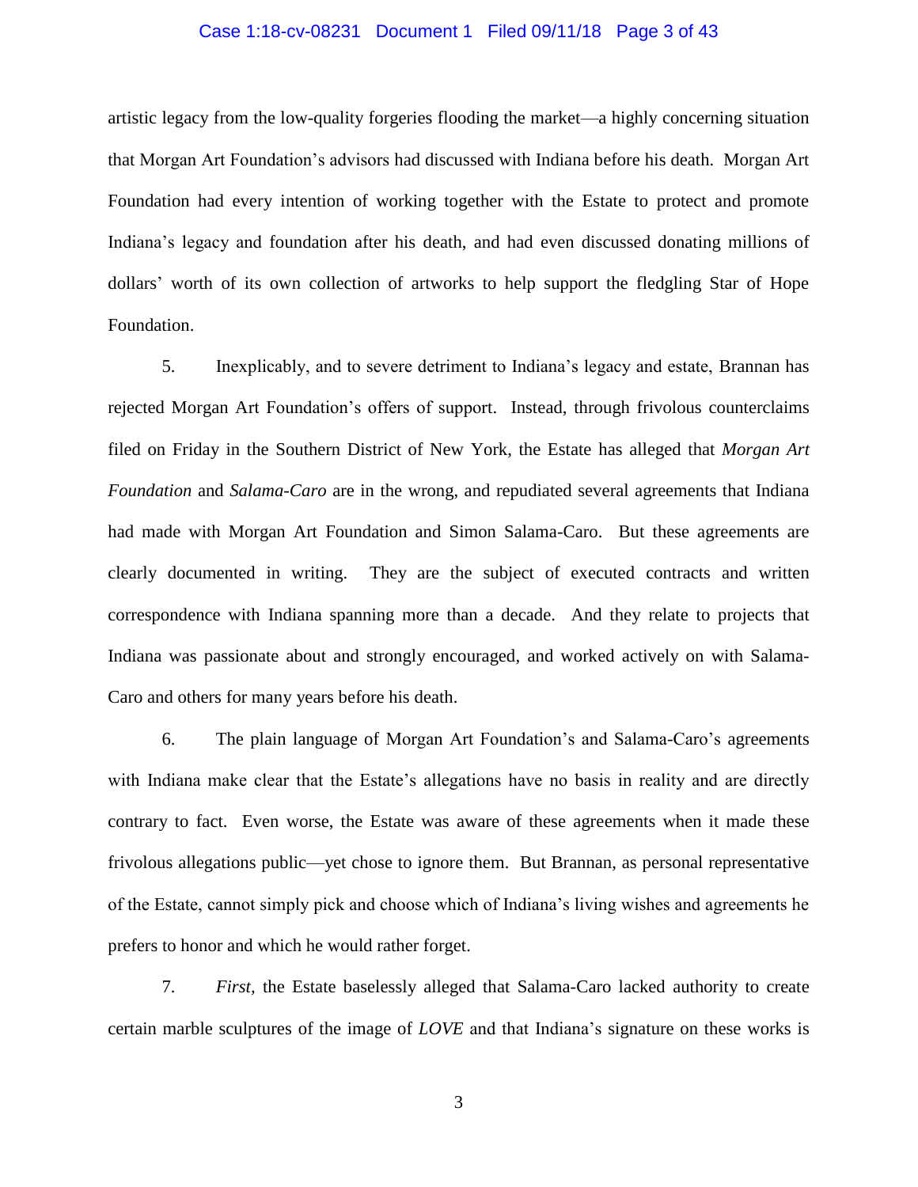artistic legacy from the low-quality forgeries flooding the market—a highly concerning situation that Morgan Art Foundation's advisors had discussed with Indiana before his death. Morgan Art Foundation had every intention of working together with the Estate to protect and promote Indiana's legacy and foundation after his death, and had even discussed donating millions of dollars' worth of its own collection of artworks to help support the fledgling Star of Hope Foundation.

5. Inexplicably, and to severe detriment to Indiana's legacy and estate, Brannan has rejected Morgan Art Foundation's offers of support. Instead, through frivolous counterclaims filed on Friday in the Southern District of New York, the Estate has alleged that *Morgan Art Foundation* and *Salama-Caro* are in the wrong, and repudiated several agreements that Indiana had made with Morgan Art Foundation and Simon Salama-Caro. But these agreements are clearly documented in writing. They are the subject of executed contracts and written correspondence with Indiana spanning more than a decade. And they relate to projects that Indiana was passionate about and strongly encouraged, and worked actively on with Salama-Caro and others for many years before his death.

6. The plain language of Morgan Art Foundation's and Salama-Caro's agreements with Indiana make clear that the Estate's allegations have no basis in reality and are directly contrary to fact. Even worse, the Estate was aware of these agreements when it made these frivolous allegations public—yet chose to ignore them. But Brannan, as personal representative of the Estate, cannot simply pick and choose which of Indiana's living wishes and agreements he prefers to honor and which he would rather forget.

7. *First*, the Estate baselessly alleged that Salama-Caro lacked authority to create certain marble sculptures of the image of *LOVE* and that Indiana's signature on these works is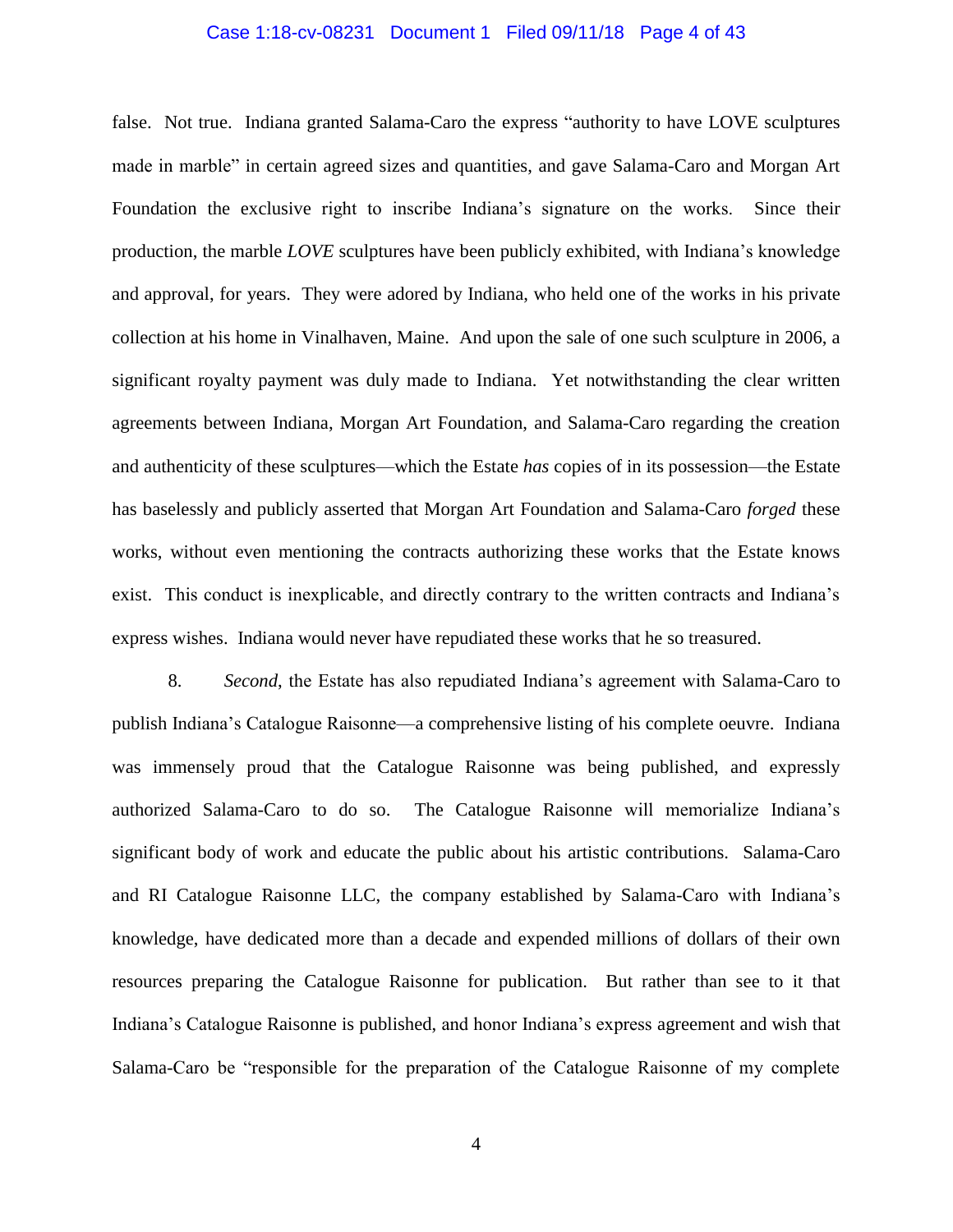false. Not true. Indiana granted Salama-Caro the express "authority to have LOVE sculptures made in marble" in certain agreed sizes and quantities, and gave Salama-Caro and Morgan Art Foundation the exclusive right to inscribe Indiana's signature on the works. Since their production, the marble *LOVE* sculptures have been publicly exhibited, with Indiana's knowledge and approval, for years. They were adored by Indiana, who held one of the works in his private collection at his home in Vinalhaven, Maine. And upon the sale of one such sculpture in 2006, a significant royalty payment was duly made to Indiana. Yet notwithstanding the clear written agreements between Indiana, Morgan Art Foundation, and Salama-Caro regarding the creation and authenticity of these sculptures—which the Estate *has* copies of in its possession—the Estate has baselessly and publicly asserted that Morgan Art Foundation and Salama-Caro *forged* these works, without even mentioning the contracts authorizing these works that the Estate knows exist. This conduct is inexplicable, and directly contrary to the written contracts and Indiana's express wishes. Indiana would never have repudiated these works that he so treasured.

8. *Second*, the Estate has also repudiated Indiana's agreement with Salama-Caro to publish Indiana's Catalogue Raisonne—a comprehensive listing of his complete oeuvre. Indiana was immensely proud that the Catalogue Raisonne was being published, and expressly authorized Salama-Caro to do so. The Catalogue Raisonne will memorialize Indiana's significant body of work and educate the public about his artistic contributions. Salama-Caro and RI Catalogue Raisonne LLC, the company established by Salama-Caro with Indiana's knowledge, have dedicated more than a decade and expended millions of dollars of their own resources preparing the Catalogue Raisonne for publication. But rather than see to it that Indiana's Catalogue Raisonne is published, and honor Indiana's express agreement and wish that Salama-Caro be "responsible for the preparation of the Catalogue Raisonne of my complete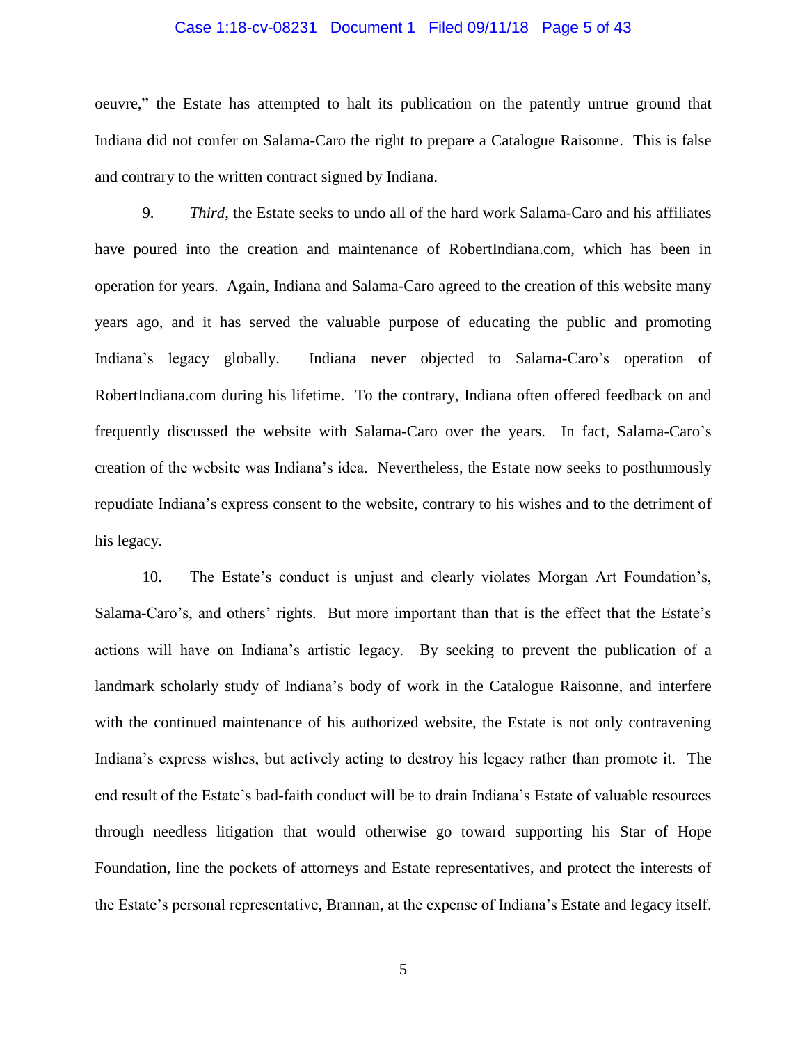oeuvre," the Estate has attempted to halt its publication on the patently untrue ground that Indiana did not confer on Salama-Caro the right to prepare a Catalogue Raisonne. This is false and contrary to the written contract signed by Indiana.

9. *Third*, the Estate seeks to undo all of the hard work Salama-Caro and his affiliates have poured into the creation and maintenance of RobertIndiana.com, which has been in operation for years. Again, Indiana and Salama-Caro agreed to the creation of this website many years ago, and it has served the valuable purpose of educating the public and promoting Indiana's legacy globally. Indiana never objected to Salama-Caro's operation of RobertIndiana.com during his lifetime. To the contrary, Indiana often offered feedback on and frequently discussed the website with Salama-Caro over the years. In fact, Salama-Caro's creation of the website was Indiana's idea. Nevertheless, the Estate now seeks to posthumously repudiate Indiana's express consent to the website, contrary to his wishes and to the detriment of his legacy.

10. The Estate's conduct is unjust and clearly violates Morgan Art Foundation's, Salama-Caro's, and others' rights. But more important than that is the effect that the Estate's actions will have on Indiana's artistic legacy. By seeking to prevent the publication of a landmark scholarly study of Indiana's body of work in the Catalogue Raisonne, and interfere with the continued maintenance of his authorized website, the Estate is not only contravening Indiana's express wishes, but actively acting to destroy his legacy rather than promote it. The end result of the Estate's bad-faith conduct will be to drain Indiana's Estate of valuable resources through needless litigation that would otherwise go toward supporting his Star of Hope Foundation, line the pockets of attorneys and Estate representatives, and protect the interests of the Estate's personal representative, Brannan, at the expense of Indiana's Estate and legacy itself.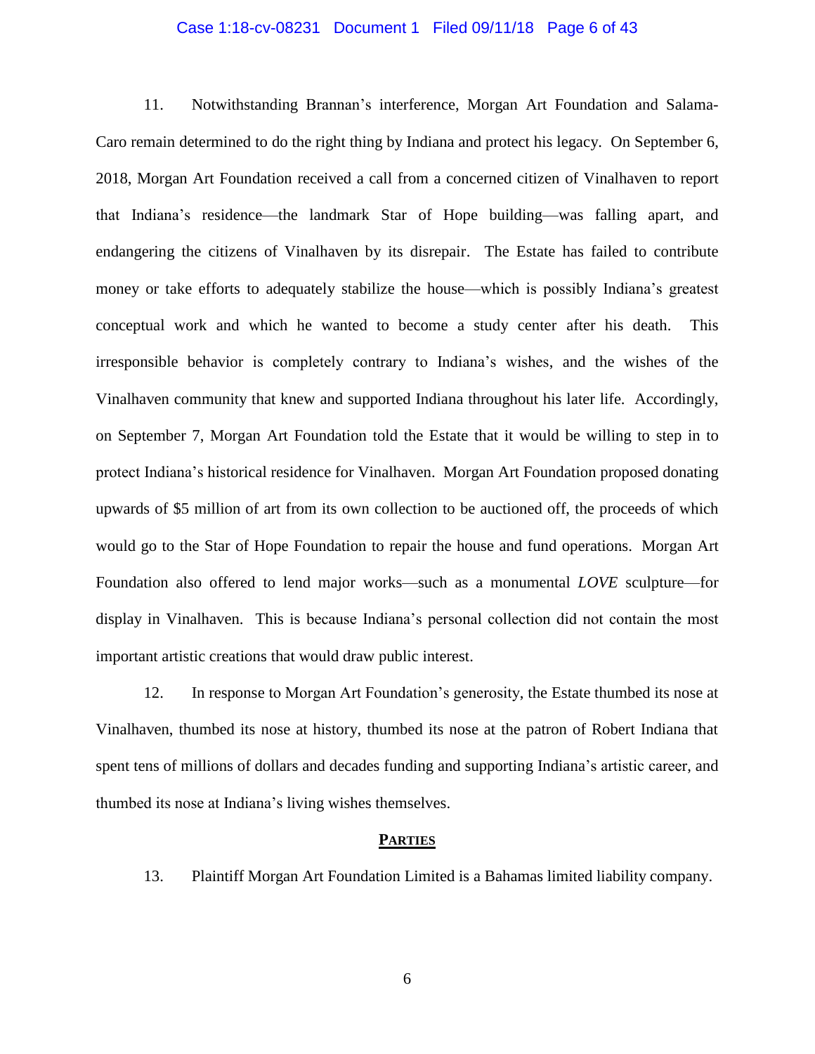11. Notwithstanding Brannan's interference, Morgan Art Foundation and Salama-Caro remain determined to do the right thing by Indiana and protect his legacy. On September 6, 2018, Morgan Art Foundation received a call from a concerned citizen of Vinalhaven to report that Indiana's residence—the landmark Star of Hope building—was falling apart, and endangering the citizens of Vinalhaven by its disrepair. The Estate has failed to contribute money or take efforts to adequately stabilize the house—which is possibly Indiana's greatest conceptual work and which he wanted to become a study center after his death. This irresponsible behavior is completely contrary to Indiana's wishes, and the wishes of the Vinalhaven community that knew and supported Indiana throughout his later life. Accordingly, on September 7, Morgan Art Foundation told the Estate that it would be willing to step in to protect Indiana's historical residence for Vinalhaven. Morgan Art Foundation proposed donating upwards of \$5 million of art from its own collection to be auctioned off, the proceeds of which would go to the Star of Hope Foundation to repair the house and fund operations. Morgan Art Foundation also offered to lend major works—such as a monumental *LOVE* sculpture—for display in Vinalhaven. This is because Indiana's personal collection did not contain the most important artistic creations that would draw public interest.

12. In response to Morgan Art Foundation's generosity, the Estate thumbed its nose at Vinalhaven, thumbed its nose at history, thumbed its nose at the patron of Robert Indiana that spent tens of millions of dollars and decades funding and supporting Indiana's artistic career, and thumbed its nose at Indiana's living wishes themselves.

## PARTIES

13. Plaintiff Morgan Art Foundation Limited is a Bahamas limited liability company.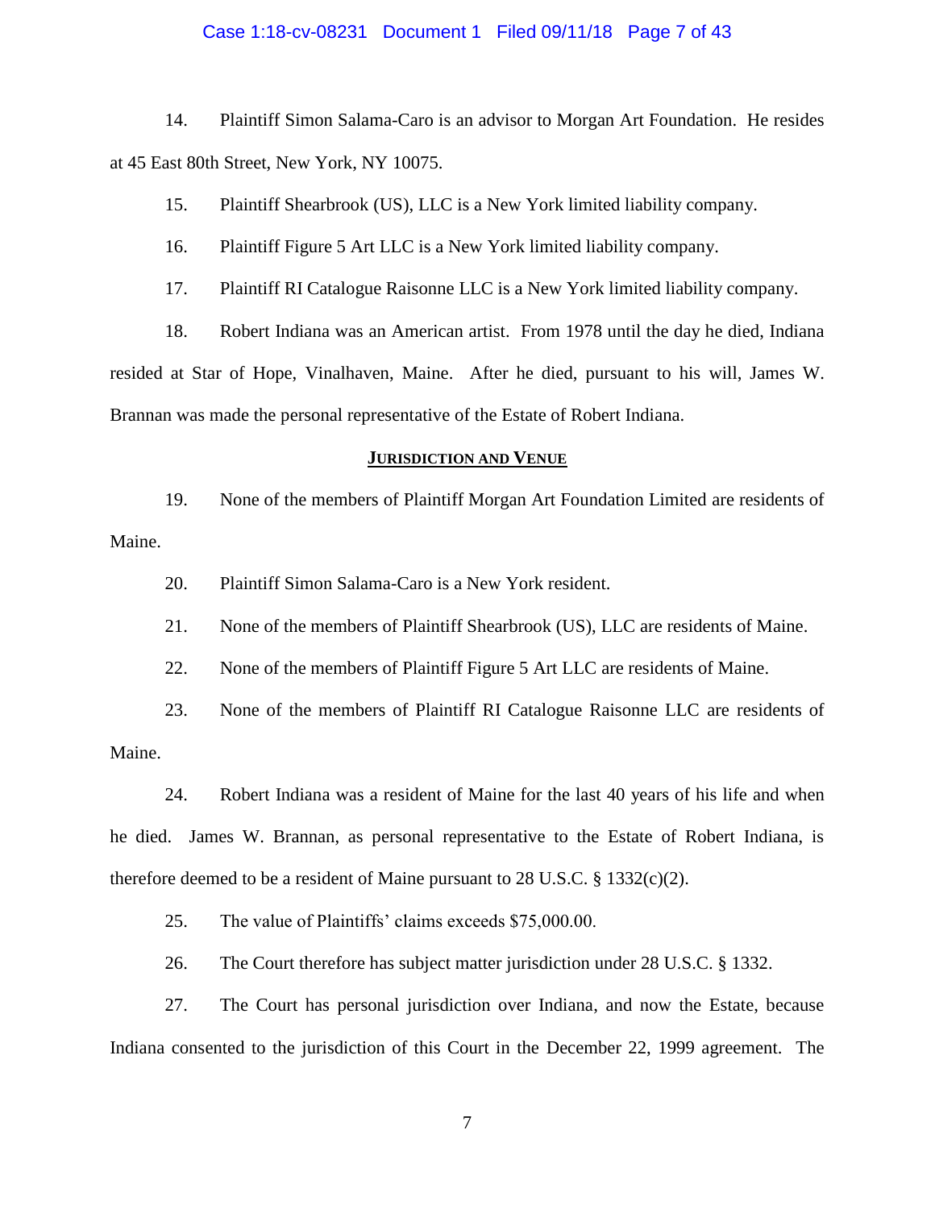14. Plaintiff Simon Salama-Caro is an advisor to Morgan Art Foundation. He resides at 45 East 80th Street, New York, NY 10075.

15. Plaintiff Shearbrook (US), LLC is a New York limited liability company.

16. Plaintiff Figure 5 Art LLC is a New York limited liability company.

17. Plaintiff RI Catalogue Raisonne LLC is a New York limited liability company.

18. Robert Indiana was an American artist. From 1978 until the day he died, Indiana resided at Star of Hope, Vinalhaven, Maine. After he died, pursuant to his will, James W. Brannan was made the personal representative of the Estate of Robert Indiana.

## JURISDICTION AND VENUE

19. None of the members of Plaintiff Morgan Art Foundation Limited are residents of Maine.

20. Plaintiff Simon Salama-Caro is a New York resident.

21. None of the members of Plaintiff Shearbrook (US), LLC are residents of Maine.

22. None of the members of Plaintiff Figure 5 Art LLC are residents of Maine.

23. None of the members of Plaintiff RI Catalogue Raisonne LLC are residents of Maine.

24. Robert Indiana was a resident of Maine for the last 40 years of his life and when he died. James W. Brannan, as personal representative to the Estate of Robert Indiana, is therefore deemed to be a resident of Maine pursuant to 28 U.S.C. § 1332(c)(2).

25. The value of Plaintiffs' claims exceeds $75,000.00.

26. The Court therefore has subject matter jurisdiction under 28 U.S.C. § 1332.

27. The Court has personal jurisdiction over Indiana, and now the Estate, because Indiana consented to the jurisdiction of this Court in the December 22, 1999 agreement. The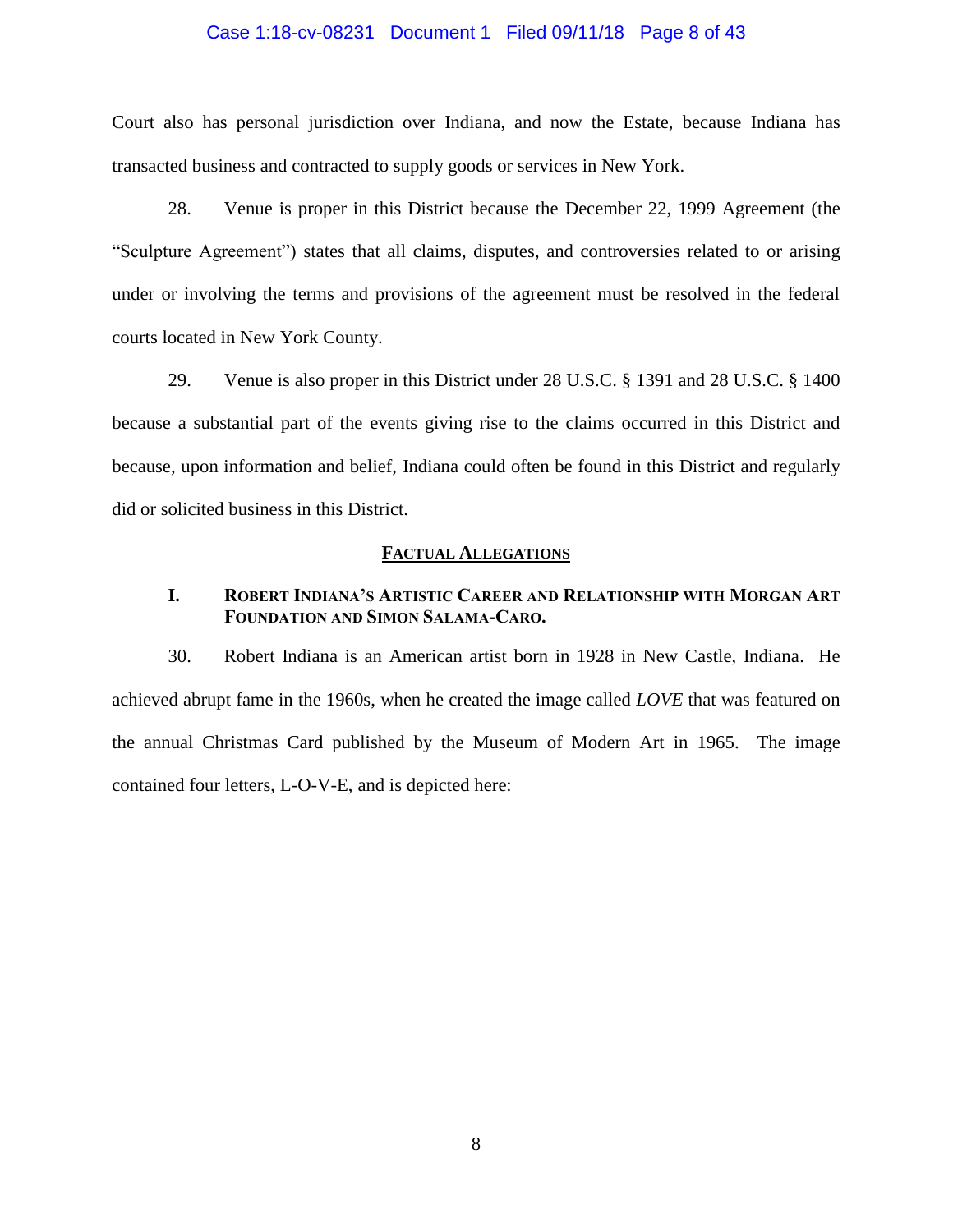Court also has personal jurisdiction over Indiana, and now the Estate, because Indiana has transacted business and contracted to supply goods or services in New York.

28. Venue is proper in this District because the December 22, 1999 Agreement (the "Sculpture Agreement") states that all claims, disputes, and controversies related to or arising under or involving the terms and provisions of the agreement must be resolved in the federal courts located in New York County.

29. Venue is also proper in this District under 28 U.S.C. § 1391 and 28 U.S.C. § 1400 because a substantial part of the events giving rise to the claims occurred in this District and because, upon information and belief, Indiana could often be found in this District and regularly did or solicited business in this District.

## FACTUAL ALLEGATIONS

### I. ROBERT INDIANA'S ARTISTIC CAREER AND RELATIONSHIP WITH MORGAN ART FOUNDATION AND SIMON SALAMA-CARO.

30. Robert Indiana is an American artist born in 1928 in New Castle, Indiana. He achieved abrupt fame in the 1960s, when he created the image called *LOVE* that was featured on the annual Christmas Card published by the Museum of Modern Art in 1965. The image contained four letters, L-O-V-E, and is depicted here: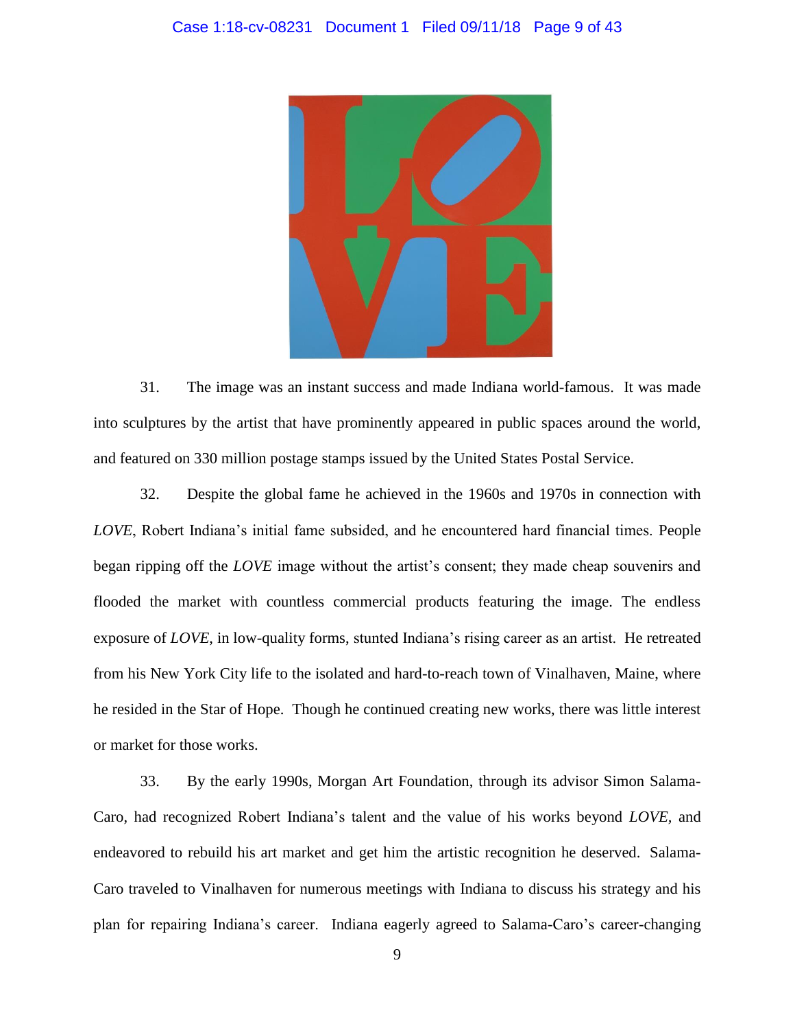31. The image was an instant success and made Indiana world-famous. It was made into sculptures by the artist that have prominently appeared in public spaces around the world, and featured on 330 million postage stamps issued by the United States Postal Service.

32. Despite the global fame he achieved in the 1960s and 1970s in connection with *LOVE*, Robert Indiana's initial fame subsided, and he encountered hard financial times. People began ripping off the *LOVE* image without the artist's consent; they made cheap souvenirs and flooded the market with countless commercial products featuring the image. The endless exposure of *LOVE*, in low-quality forms, stunted Indiana's rising career as an artist. He retreated from his New York City life to the isolated and hard-to-reach town of Vinalhaven, Maine, where he resided in the Star of Hope. Though he continued creating new works, there was little interest or market for those works.

33. By the early 1990s, Morgan Art Foundation, through its advisor Simon Salama-Caro, had recognized Robert Indiana's talent and the value of his works beyond *LOVE*, and endeavored to rebuild his art market and get him the artistic recognition he deserved. Salama-Caro traveled to Vinalhaven for numerous meetings with Indiana to discuss his strategy and his plan for repairing Indiana's career. Indiana eagerly agreed to Salama-Caro's career-changing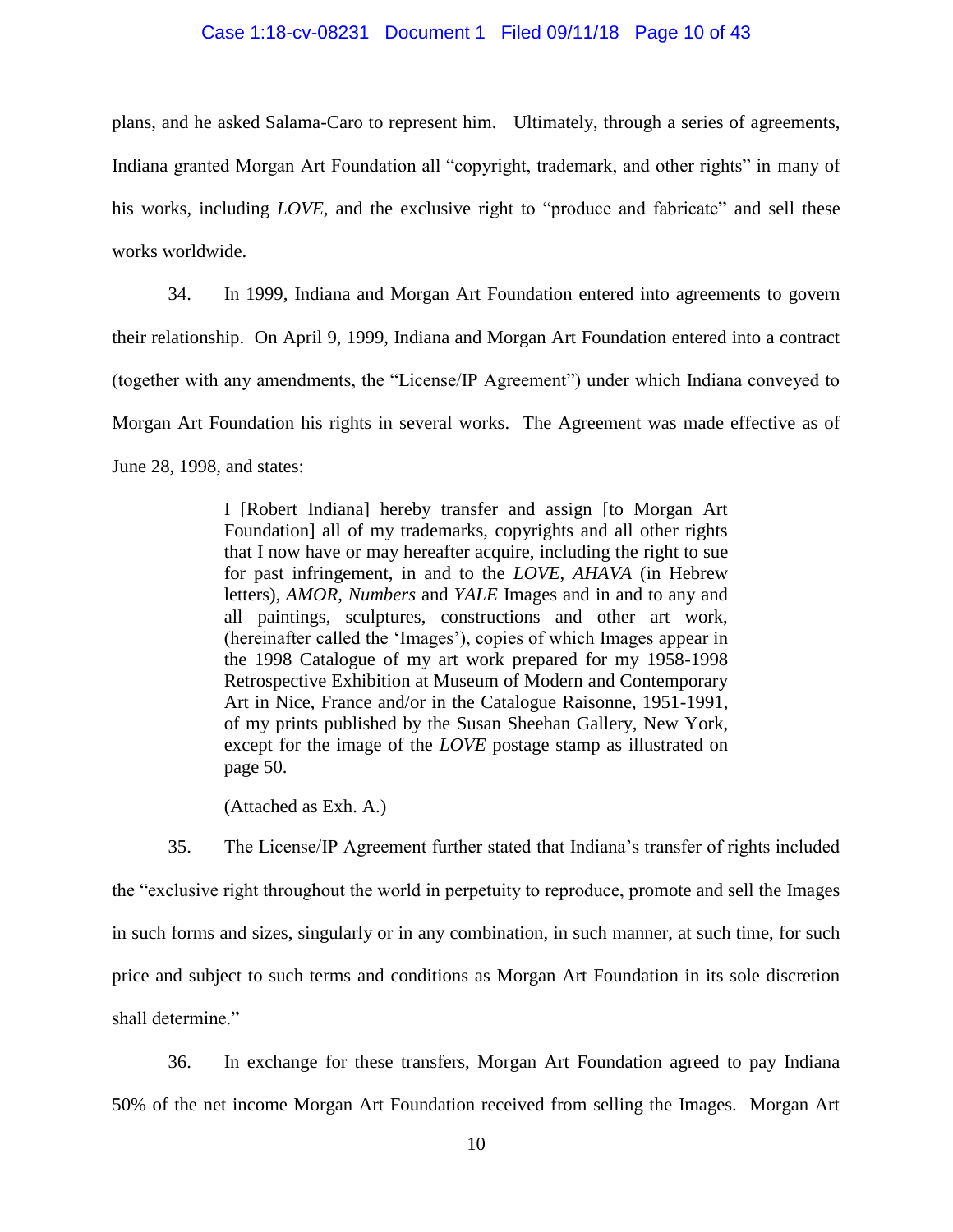plans, and he asked Salama-Caro to represent him. Ultimately, through a series of agreements, Indiana granted Morgan Art Foundation all "copyright, trademark, and other rights" in many of his works, including *LOVE*, and the exclusive right to "produce and fabricate" and sell these works worldwide.

34. In 1999, Indiana and Morgan Art Foundation entered into agreements to govern their relationship. On April 9, 1999, Indiana and Morgan Art Foundation entered into a contract (together with any amendments, the "License/IP Agreement") under which Indiana conveyed to Morgan Art Foundation his rights in several works. The Agreement was made effective as of June 28, 1998, and states:

> I [Robert Indiana] hereby transfer and assign [to Morgan Art Foundation] all of my trademarks, copyrights and all other rights that I now have or may hereafter acquire, including the right to sue for past infringement, in and to the *LOVE*, *AHAVA* (in Hebrew letters), *AMOR*, *Numbers* and *YALE* Images and in and to any and all paintings, sculptures, constructions and other art work, (hereinafter called the 'Images'), copies of which Images appear in the 1998 Catalogue of my art work prepared for my 1958-1998 Retrospective Exhibition at Museum of Modern and Contemporary Art in Nice, France and/or in the Catalogue Raisonne, 1951-1991, of my prints published by the Susan Sheehan Gallery, New York, except for the image of the *LOVE* postage stamp as illustrated on page 50.
>
> (Attached as Exh. A.)

35. The License/IP Agreement further stated that Indiana's transfer of rights included the "exclusive right throughout the world in perpetuity to reproduce, promote and sell the Images in such forms and sizes, singularly or in any combination, in such manner, at such time, for such price and subject to such terms and conditions as Morgan Art Foundation in its sole discretion shall determine."

36. In exchange for these transfers, Morgan Art Foundation agreed to pay Indiana 50% of the net income Morgan Art Foundation received from selling the Images. Morgan Art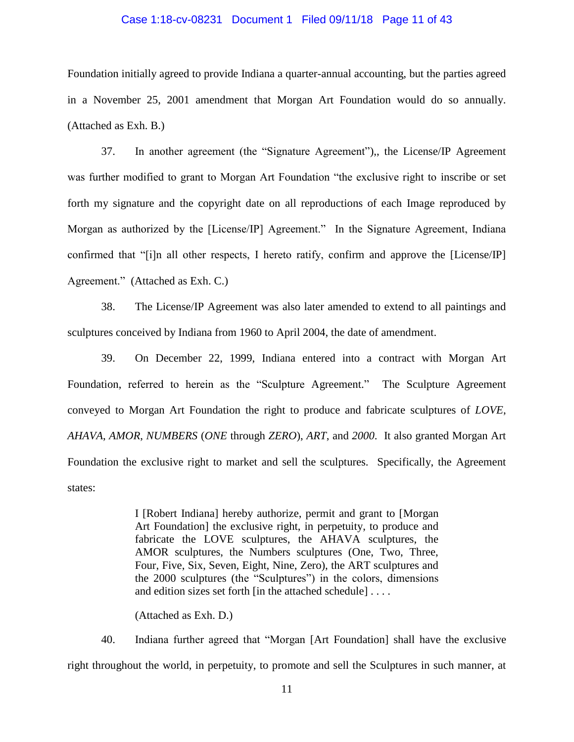Foundation initially agreed to provide Indiana a quarter-annual accounting, but the parties agreed in a November 25, 2001 amendment that Morgan Art Foundation would do so annually. (Attached as Exh. B.)

37. In another agreement (the "Signature Agreement"),, the License/IP Agreement was further modified to grant to Morgan Art Foundation "the exclusive right to inscribe or set forth my signature and the copyright date on all reproductions of each Image reproduced by Morgan as authorized by the [License/IP] Agreement." In the Signature Agreement, Indiana confirmed that "[i]n all other respects, I hereto ratify, confirm and approve the [License/IP] Agreement." (Attached as Exh. C.)

38. The License/IP Agreement was also later amended to extend to all paintings and sculptures conceived by Indiana from 1960 to April 2004, the date of amendment.

39. On December 22, 1999, Indiana entered into a contract with Morgan Art Foundation, referred to herein as the "Sculpture Agreement." The Sculpture Agreement conveyed to Morgan Art Foundation the right to produce and fabricate sculptures of *LOVE*, *AHAVA*, *AMOR*, *NUMBERS* (*ONE* through *ZERO*), *ART*, and *2000*. It also granted Morgan Art Foundation the exclusive right to market and sell the sculptures. Specifically, the Agreement states:

> I [Robert Indiana] hereby authorize, permit and grant to [Morgan Art Foundation] the exclusive right, in perpetuity, to produce and fabricate the LOVE sculptures, the AHAVA sculptures, the AMOR sculptures, the Numbers sculptures (One, Two, Three, Four, Five, Six, Seven, Eight, Nine, Zero), the ART sculptures and the 2000 sculptures (the "Sculptures") in the colors, dimensions and edition sizes set forth [in the attached schedule] . . . .
>
> (Attached as Exh. D.)

40. Indiana further agreed that "Morgan [Art Foundation] shall have the exclusive right throughout the world, in perpetuity, to promote and sell the Sculptures in such manner, at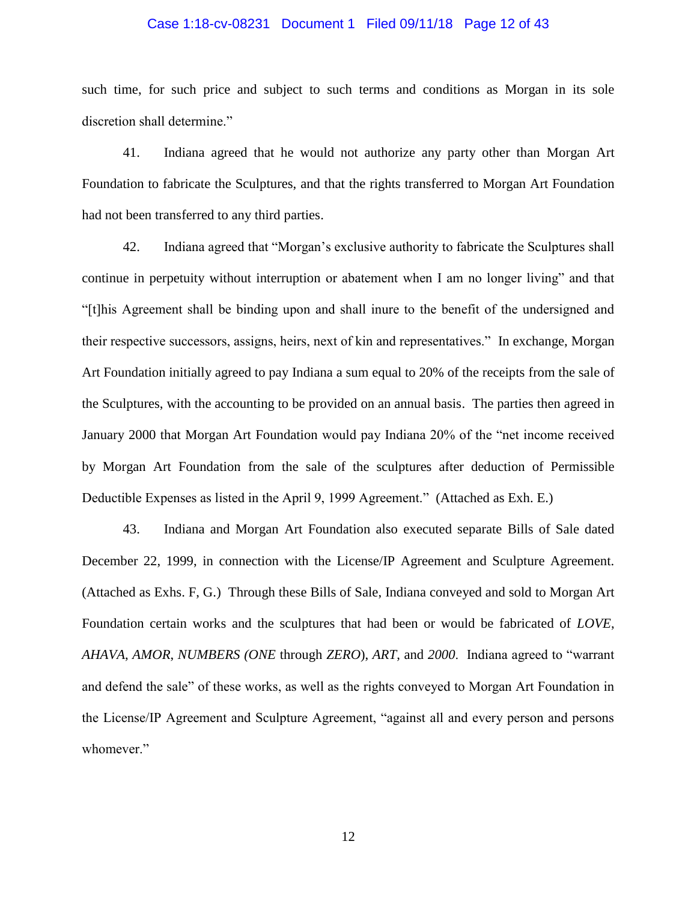such time, for such price and subject to such terms and conditions as Morgan in its sole discretion shall determine."

41. Indiana agreed that he would not authorize any party other than Morgan Art Foundation to fabricate the Sculptures, and that the rights transferred to Morgan Art Foundation had not been transferred to any third parties.

42. Indiana agreed that "Morgan's exclusive authority to fabricate the Sculptures shall continue in perpetuity without interruption or abatement when I am no longer living" and that "[t]his Agreement shall be binding upon and shall inure to the benefit of the undersigned and their respective successors, assigns, heirs, next of kin and representatives." In exchange, Morgan Art Foundation initially agreed to pay Indiana a sum equal to 20% of the receipts from the sale of the Sculptures, with the accounting to be provided on an annual basis. The parties then agreed in January 2000 that Morgan Art Foundation would pay Indiana 20% of the "net income received by Morgan Art Foundation from the sale of the sculptures after deduction of Permissible Deductible Expenses as listed in the April 9, 1999 Agreement." (Attached as Exh. E.)

43. Indiana and Morgan Art Foundation also executed separate Bills of Sale dated December 22, 1999, in connection with the License/IP Agreement and Sculpture Agreement. (Attached as Exhs. F, G.) Through these Bills of Sale, Indiana conveyed and sold to Morgan Art Foundation certain works and the sculptures that had been or would be fabricated of *LOVE*, *AHAVA*, *AMOR*, *NUMBERS (ONE* through *ZERO*), *ART*, and *2000*. Indiana agreed to "warrant and defend the sale" of these works, as well as the rights conveyed to Morgan Art Foundation in the License/IP Agreement and Sculpture Agreement, "against all and every person and persons whomever."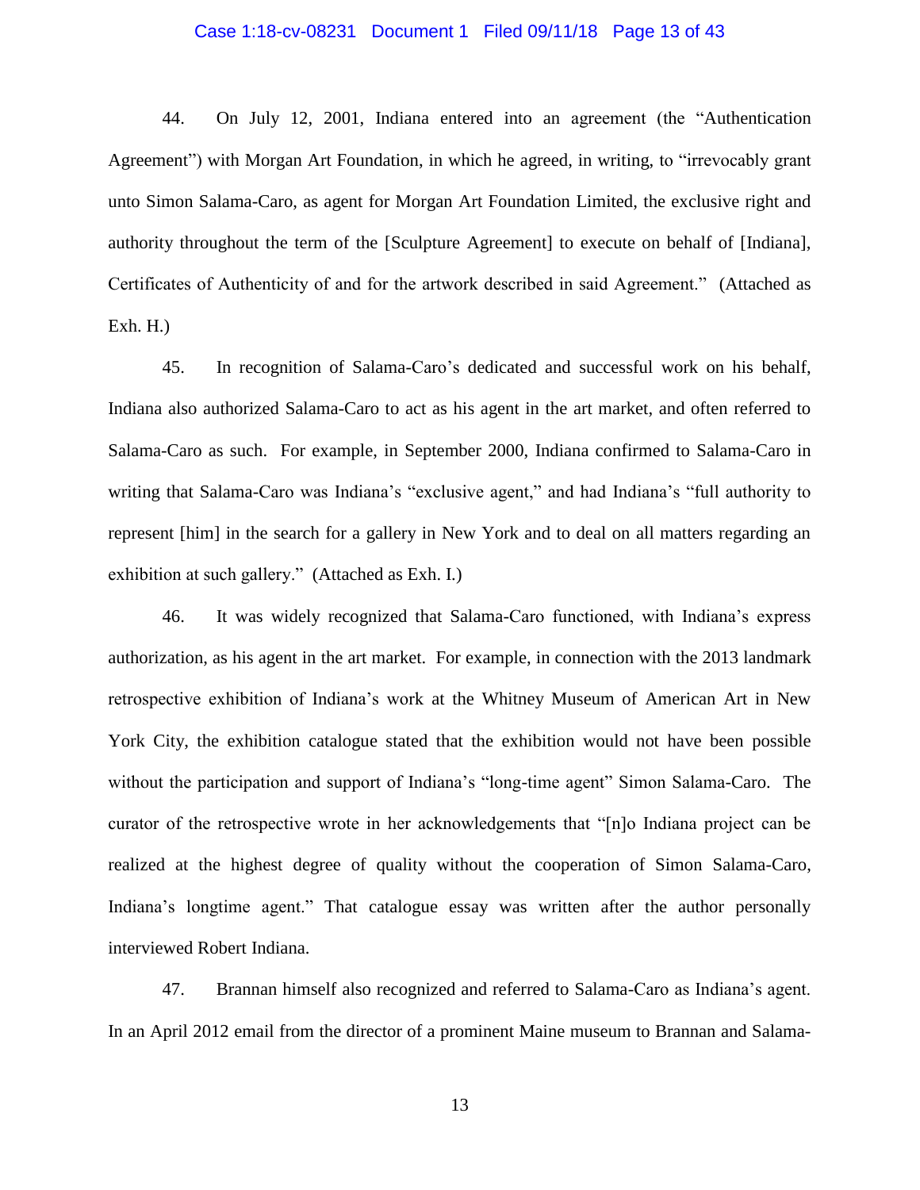44. On July 12, 2001, Indiana entered into an agreement (the "Authentication Agreement") with Morgan Art Foundation, in which he agreed, in writing, to "irrevocably grant unto Simon Salama-Caro, as agent for Morgan Art Foundation Limited, the exclusive right and authority throughout the term of the [Sculpture Agreement] to execute on behalf of [Indiana], Certificates of Authenticity of and for the artwork described in said Agreement." (Attached as Exh. H.)

45. In recognition of Salama-Caro's dedicated and successful work on his behalf, Indiana also authorized Salama-Caro to act as his agent in the art market, and often referred to Salama-Caro as such. For example, in September 2000, Indiana confirmed to Salama-Caro in writing that Salama-Caro was Indiana's "exclusive agent," and had Indiana's "full authority to represent [him] in the search for a gallery in New York and to deal on all matters regarding an exhibition at such gallery." (Attached as Exh. I.)

46. It was widely recognized that Salama-Caro functioned, with Indiana's express authorization, as his agent in the art market. For example, in connection with the 2013 landmark retrospective exhibition of Indiana's work at the Whitney Museum of American Art in New York City, the exhibition catalogue stated that the exhibition would not have been possible without the participation and support of Indiana's "long-time agent" Simon Salama-Caro. The curator of the retrospective wrote in her acknowledgements that "[n]o Indiana project can be realized at the highest degree of quality without the cooperation of Simon Salama-Caro, Indiana's longtime agent." That catalogue essay was written after the author personally interviewed Robert Indiana.

47. Brannan himself also recognized and referred to Salama-Caro as Indiana's agent. In an April 2012 email from the director of a prominent Maine museum to Brannan and Salama-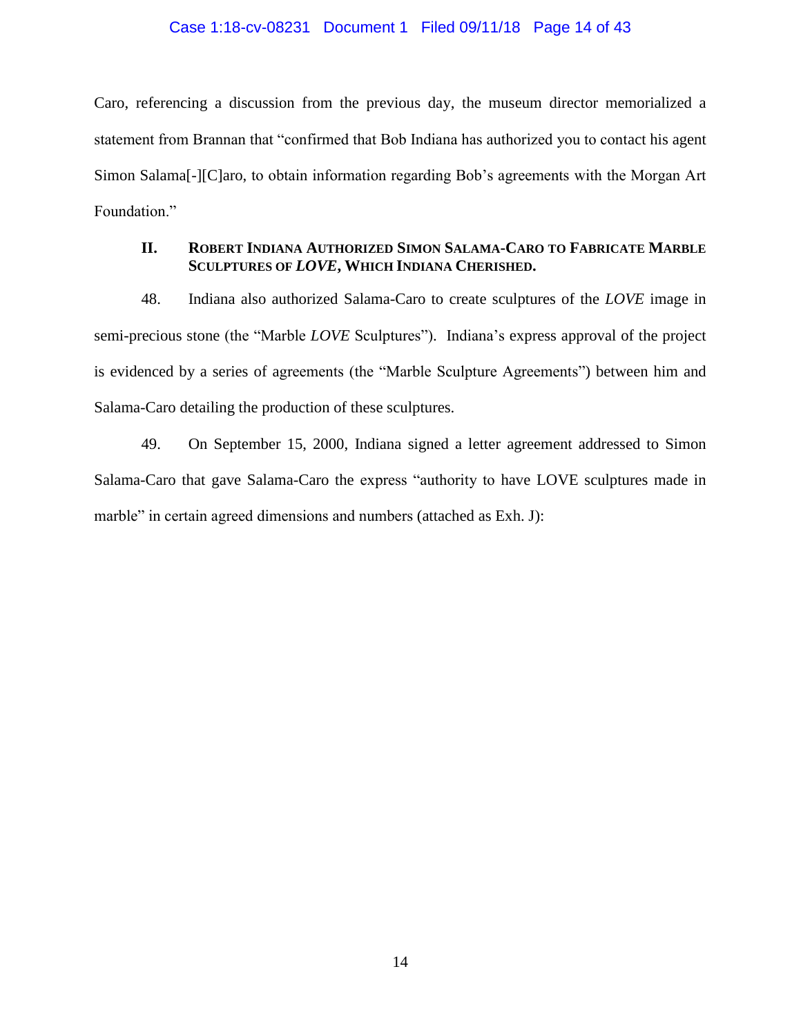Caro, referencing a discussion from the previous day, the museum director memorialized a statement from Brannan that "confirmed that Bob Indiana has authorized you to contact his agent Simon Salama[-][C]aro, to obtain information regarding Bob's agreements with the Morgan Art Foundation."

## II. Robert Indiana Authorized Simon Salama-Caro to Fabricate Marble Sculptures of *LOVE*, Which Indiana Cherished.

48. Indiana also authorized Salama-Caro to create sculptures of the *LOVE* image in semi-precious stone (the "Marble *LOVE* Sculptures"). Indiana's express approval of the project is evidenced by a series of agreements (the "Marble Sculpture Agreements") between him and Salama-Caro detailing the production of these sculptures.

49. On September 15, 2000, Indiana signed a letter agreement addressed to Simon Salama-Caro that gave Salama-Caro the express "authority to have LOVE sculptures made in marble" in certain agreed dimensions and numbers (attached as Exh. J):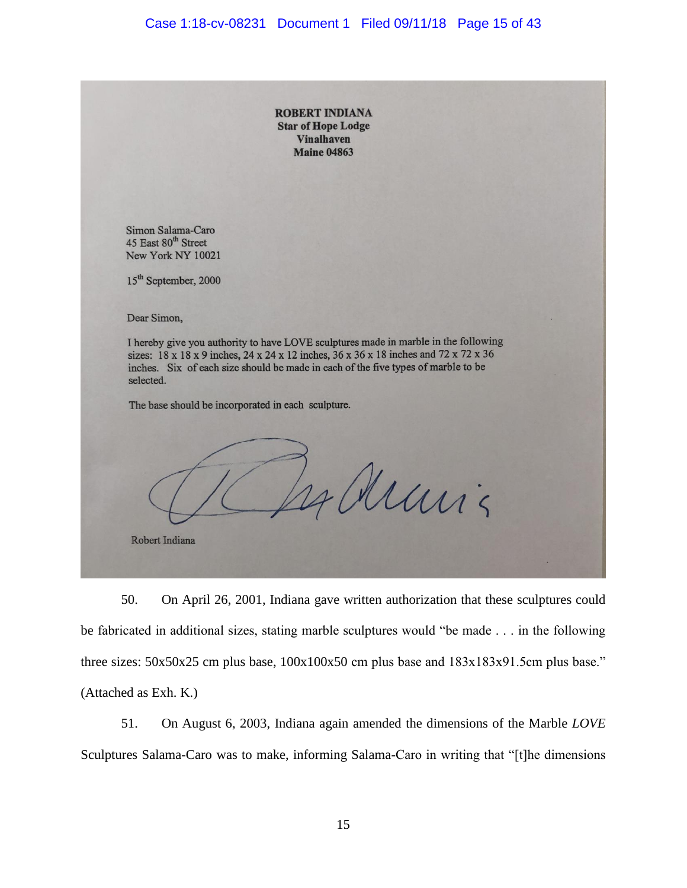**ROBERT INDIANA**
**Star of Hope Lodge**
**Vinalhaven**
**Maine 04863**

Simon Salama-Caro
45 East 80th Street
New York NY 10021

15th September, 2000

Dear Simon,

I hereby give you authority to have LOVE sculptures made in marble in the following sizes: 18 x 18 x 9 inches, 24 x 24 x 12 inches, 36 x 36 x 18 inches and 72 x 72 x 36 inches. Six of each size should be made in each of the five types of marble to be selected.

The base should be incorporated in each sculpture.

[signature]

Robert Indiana

50. On April 26, 2001, Indiana gave written authorization that these sculptures could be fabricated in additional sizes, stating marble sculptures would "be made . . . in the following three sizes: 50x50x25 cm plus base, 100x100x50 cm plus base and 183x183x91.5cm plus base." (Attached as Exh. K.)

51. On August 6, 2003, Indiana again amended the dimensions of the Marble *LOVE* Sculptures Salama-Caro was to make, informing Salama-Caro in writing that "[t]he dimensions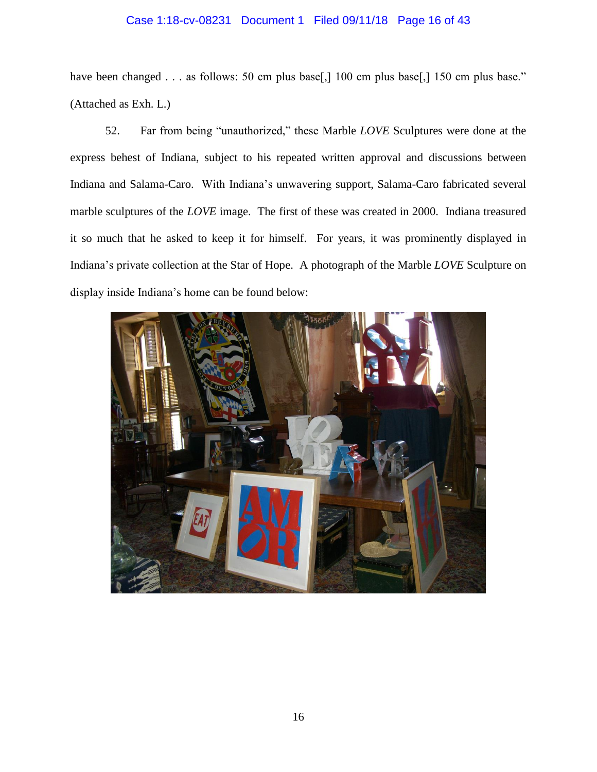have been changed . . . as follows: 50 cm plus base[,] 100 cm plus base[,] 150 cm plus base." (Attached as Exh. L.)

52. Far from being "unauthorized," these Marble *LOVE* Sculptures were done at the express behest of Indiana, subject to his repeated written approval and discussions between Indiana and Salama-Caro. With Indiana's unwavering support, Salama-Caro fabricated several marble sculptures of the *LOVE* image. The first of these was created in 2000. Indiana treasured it so much that he asked to keep it for himself. For years, it was prominently displayed in Indiana's private collection at the Star of Hope. A photograph of the Marble *LOVE* Sculpture on display inside Indiana's home can be found below: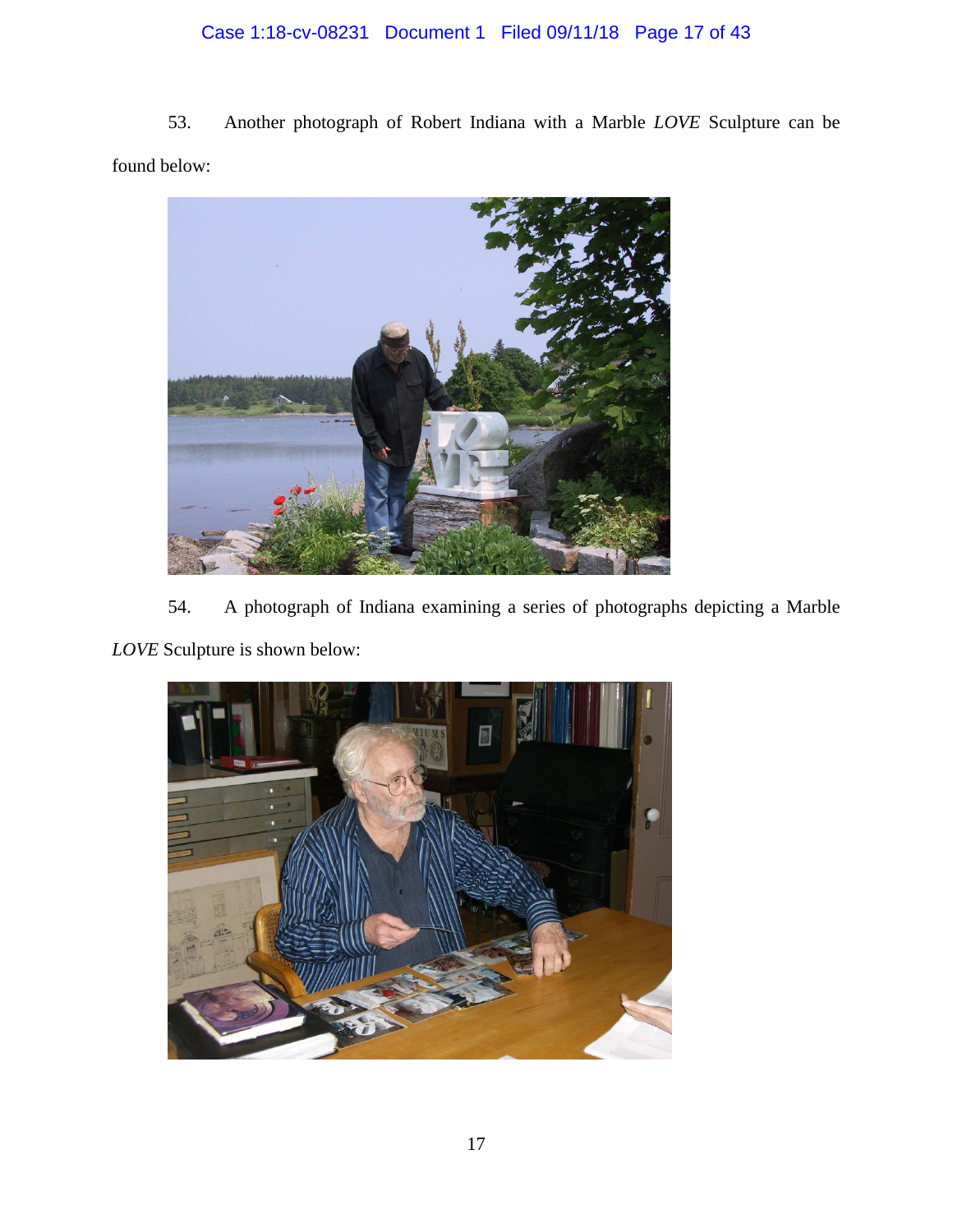53. Another photograph of Robert Indiana with a Marble *LOVE* Sculpture can be found below:

54. A photograph of Indiana examining a series of photographs depicting a Marble *LOVE* Sculpture is shown below: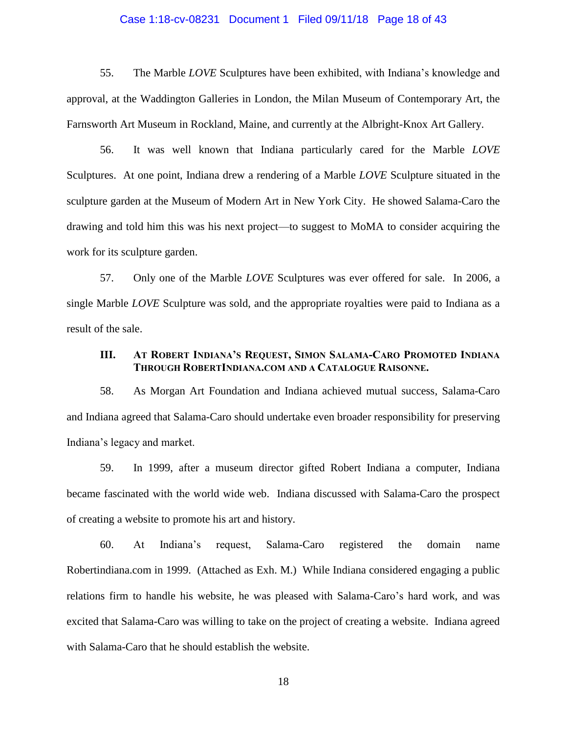55. The Marble *LOVE* Sculptures have been exhibited, with Indiana's knowledge and approval, at the Waddington Galleries in London, the Milan Museum of Contemporary Art, the Farnsworth Art Museum in Rockland, Maine, and currently at the Albright-Knox Art Gallery.

56. It was well known that Indiana particularly cared for the Marble *LOVE* Sculptures. At one point, Indiana drew a rendering of a Marble *LOVE* Sculpture situated in the sculpture garden at the Museum of Modern Art in New York City. He showed Salama-Caro the drawing and told him this was his next project—to suggest to MoMA to consider acquiring the work for its sculpture garden.

57. Only one of the Marble *LOVE* Sculptures was ever offered for sale. In 2006, a single Marble *LOVE* Sculpture was sold, and the appropriate royalties were paid to Indiana as a result of the sale.

### III. At Robert Indiana's Request, Simon Salama-Caro Promoted Indiana Through RobertIndiana.com and a Catalogue Raisonne.

58. As Morgan Art Foundation and Indiana achieved mutual success, Salama-Caro and Indiana agreed that Salama-Caro should undertake even broader responsibility for preserving Indiana's legacy and market.

59. In 1999, after a museum director gifted Robert Indiana a computer, Indiana became fascinated with the world wide web. Indiana discussed with Salama-Caro the prospect of creating a website to promote his art and history.

60. At Indiana's request, Salama-Caro registered the domain name Robertindiana.com in 1999. (Attached as Exh. M.) While Indiana considered engaging a public relations firm to handle his website, he was pleased with Salama-Caro's hard work, and was excited that Salama-Caro was willing to take on the project of creating a website. Indiana agreed with Salama-Caro that he should establish the website.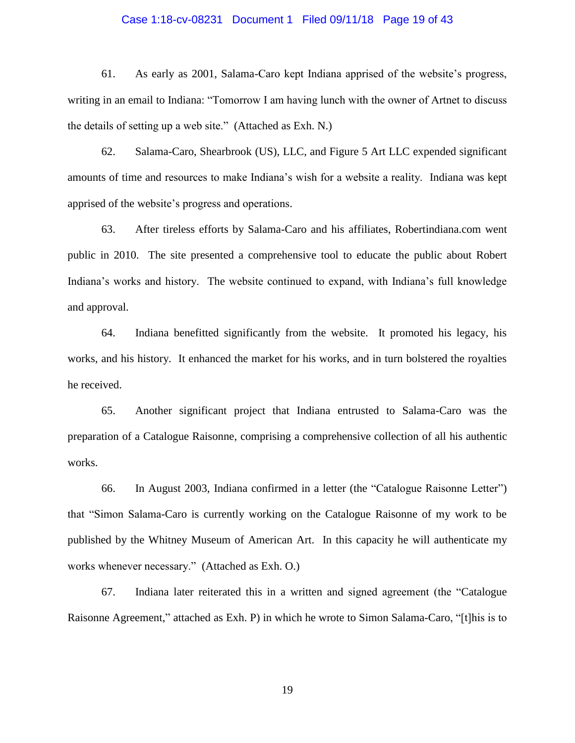61. As early as 2001, Salama-Caro kept Indiana apprised of the website's progress, writing in an email to Indiana: "Tomorrow I am having lunch with the owner of Artnet to discuss the details of setting up a web site." (Attached as Exh. N.)

62. Salama-Caro, Shearbrook (US), LLC, and Figure 5 Art LLC expended significant amounts of time and resources to make Indiana's wish for a website a reality. Indiana was kept apprised of the website's progress and operations.

63. After tireless efforts by Salama-Caro and his affiliates, Robertindiana.com went public in 2010. The site presented a comprehensive tool to educate the public about Robert Indiana's works and history. The website continued to expand, with Indiana's full knowledge and approval.

64. Indiana benefitted significantly from the website. It promoted his legacy, his works, and his history. It enhanced the market for his works, and in turn bolstered the royalties he received.

65. Another significant project that Indiana entrusted to Salama-Caro was the preparation of a Catalogue Raisonne, comprising a comprehensive collection of all his authentic works.

66. In August 2003, Indiana confirmed in a letter (the "Catalogue Raisonne Letter") that "Simon Salama-Caro is currently working on the Catalogue Raisonne of my work to be published by the Whitney Museum of American Art. In this capacity he will authenticate my works whenever necessary." (Attached as Exh. O.)

67. Indiana later reiterated this in a written and signed agreement (the "Catalogue Raisonne Agreement," attached as Exh. P) in which he wrote to Simon Salama-Caro, "[t]his is to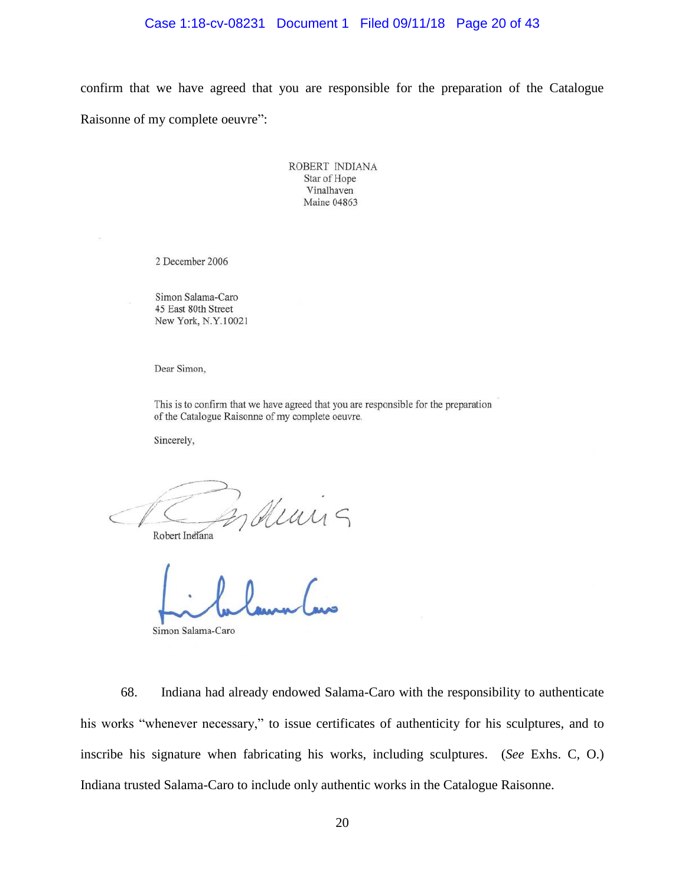confirm that we have agreed that you are responsible for the preparation of the Catalogue Raisonne of my complete oeuvre":

ROBERT INDIANA
Star of Hope
Vinalhaven
Maine 04863

2 December 2006

Simon Salama-Caro
45 East 80th Street
New York, N.Y.10021

Dear Simon,

This is to confirm that we have agreed that you are responsible for the preparation of the Catalogue Raisonne of my complete oeuvre.

Sincerely,

Robert Indiana

Simon Salama-Caro

68. Indiana had already endowed Salama-Caro with the responsibility to authenticate his works "whenever necessary," to issue certificates of authenticity for his sculptures, and to inscribe his signature when fabricating his works, including sculptures. (*See* Exhs. C, O.) Indiana trusted Salama-Caro to include only authentic works in the Catalogue Raisonne.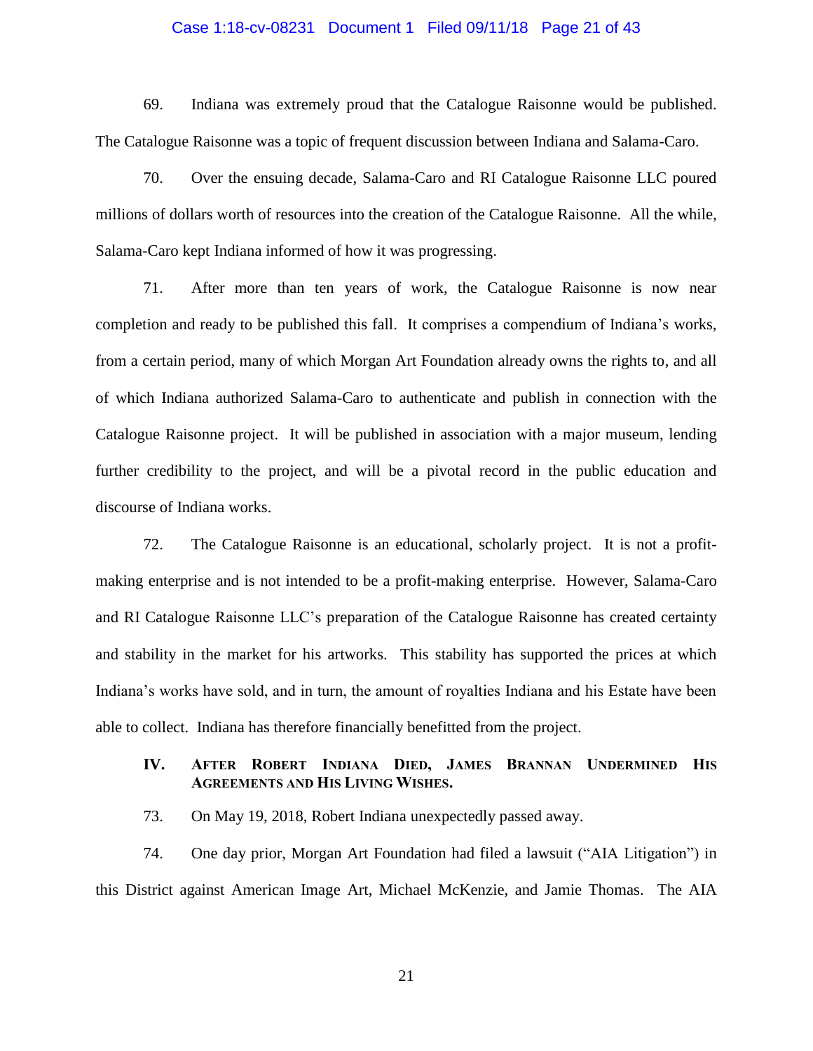69. Indiana was extremely proud that the Catalogue Raisonne would be published. The Catalogue Raisonne was a topic of frequent discussion between Indiana and Salama-Caro.

70. Over the ensuing decade, Salama-Caro and RI Catalogue Raisonne LLC poured millions of dollars worth of resources into the creation of the Catalogue Raisonne. All the while, Salama-Caro kept Indiana informed of how it was progressing.

71. After more than ten years of work, the Catalogue Raisonne is now near completion and ready to be published this fall. It comprises a compendium of Indiana's works, from a certain period, many of which Morgan Art Foundation already owns the rights to, and all of which Indiana authorized Salama-Caro to authenticate and publish in connection with the Catalogue Raisonne project. It will be published in association with a major museum, lending further credibility to the project, and will be a pivotal record in the public education and discourse of Indiana works.

72. The Catalogue Raisonne is an educational, scholarly project. It is not a profit-making enterprise and is not intended to be a profit-making enterprise. However, Salama-Caro and RI Catalogue Raisonne LLC's preparation of the Catalogue Raisonne has created certainty and stability in the market for his artworks. This stability has supported the prices at which Indiana's works have sold, and in turn, the amount of royalties Indiana and his Estate have been able to collect. Indiana has therefore financially benefitted from the project.

## IV. After Robert Indiana Died, James Brannan Undermined His Agreements and His Living Wishes.

73. On May 19, 2018, Robert Indiana unexpectedly passed away.

74. One day prior, Morgan Art Foundation had filed a lawsuit ("AIA Litigation") in this District against American Image Art, Michael McKenzie, and Jamie Thomas. The AIA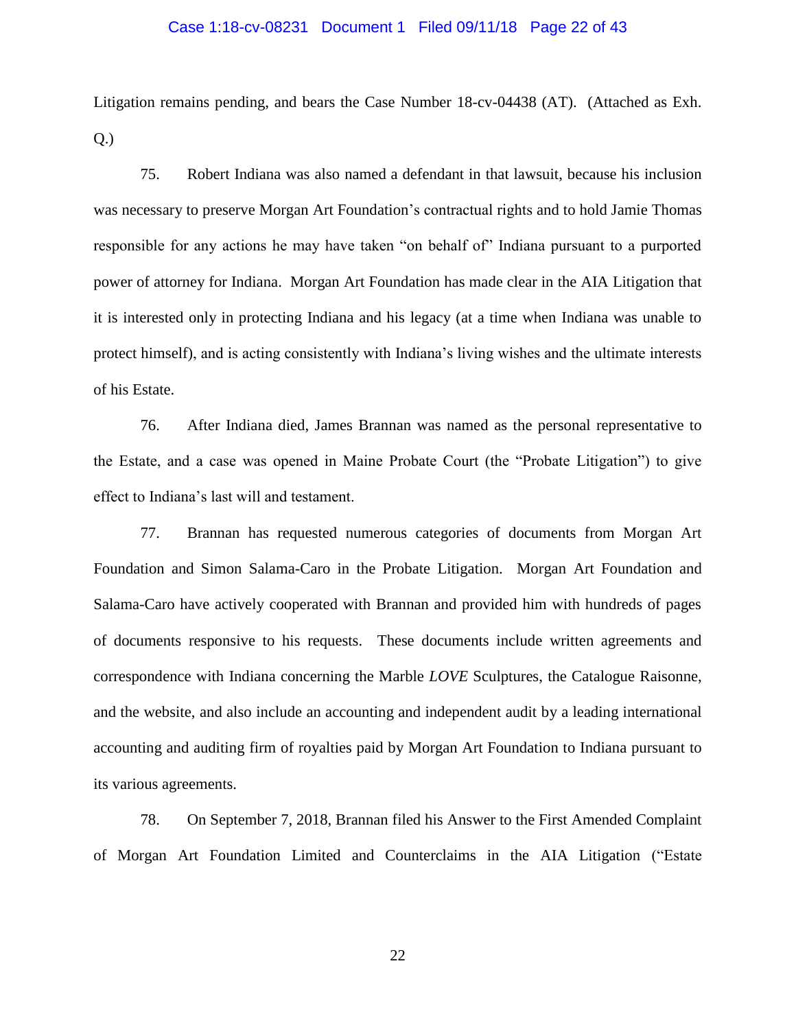Litigation remains pending, and bears the Case Number 18-cv-04438 (AT). (Attached as Exh. Q.)

75. Robert Indiana was also named a defendant in that lawsuit, because his inclusion was necessary to preserve Morgan Art Foundation's contractual rights and to hold Jamie Thomas responsible for any actions he may have taken "on behalf of" Indiana pursuant to a purported power of attorney for Indiana. Morgan Art Foundation has made clear in the AIA Litigation that it is interested only in protecting Indiana and his legacy (at a time when Indiana was unable to protect himself), and is acting consistently with Indiana's living wishes and the ultimate interests of his Estate.

76. After Indiana died, James Brannan was named as the personal representative to the Estate, and a case was opened in Maine Probate Court (the "Probate Litigation") to give effect to Indiana's last will and testament.

77. Brannan has requested numerous categories of documents from Morgan Art Foundation and Simon Salama-Caro in the Probate Litigation. Morgan Art Foundation and Salama-Caro have actively cooperated with Brannan and provided him with hundreds of pages of documents responsive to his requests. These documents include written agreements and correspondence with Indiana concerning the Marble *LOVE* Sculptures, the Catalogue Raisonne, and the website, and also include an accounting and independent audit by a leading international accounting and auditing firm of royalties paid by Morgan Art Foundation to Indiana pursuant to its various agreements.

78. On September 7, 2018, Brannan filed his Answer to the First Amended Complaint of Morgan Art Foundation Limited and Counterclaims in the AIA Litigation ("Estate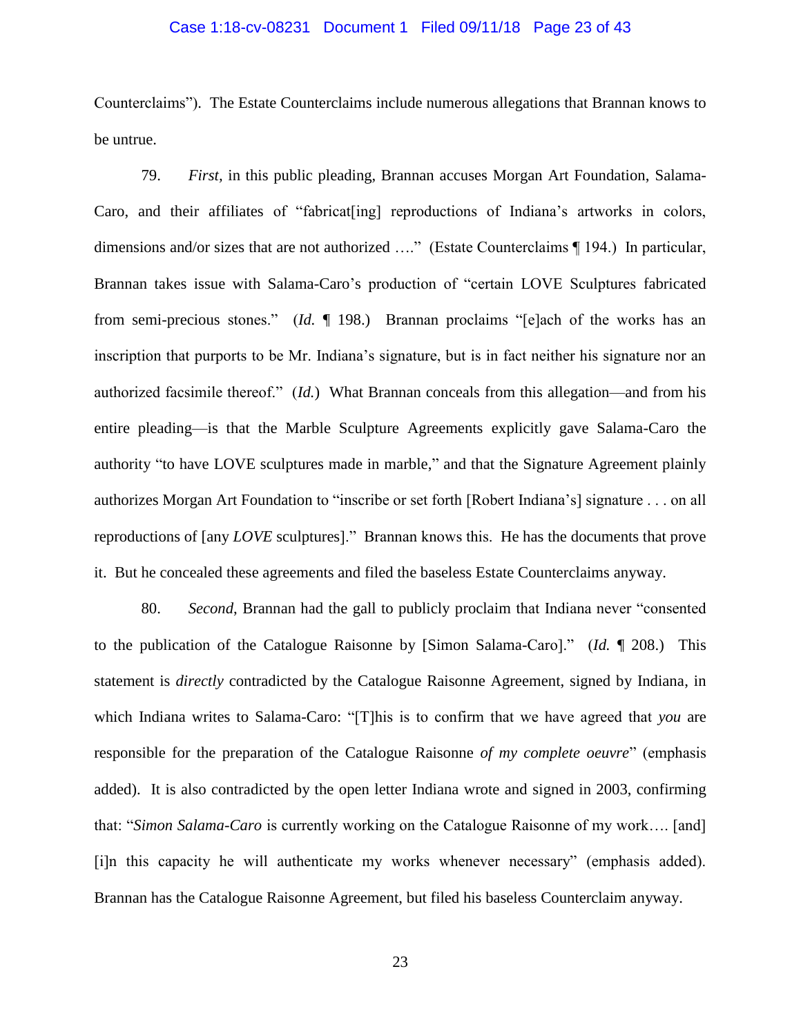Counterclaims"). The Estate Counterclaims include numerous allegations that Brannan knows to be untrue.

79. *First*, in this public pleading, Brannan accuses Morgan Art Foundation, Salama-Caro, and their affiliates of "fabricat[ing] reproductions of Indiana's artworks in colors, dimensions and/or sizes that are not authorized …." (Estate Counterclaims ¶ 194.) In particular, Brannan takes issue with Salama-Caro's production of "certain LOVE Sculptures fabricated from semi-precious stones." (*Id.* ¶ 198.) Brannan proclaims "[e]ach of the works has an inscription that purports to be Mr. Indiana's signature, but is in fact neither his signature nor an authorized facsimile thereof." (*Id.*) What Brannan conceals from this allegation—and from his entire pleading—is that the Marble Sculpture Agreements explicitly gave Salama-Caro the authority "to have LOVE sculptures made in marble," and that the Signature Agreement plainly authorizes Morgan Art Foundation to "inscribe or set forth [Robert Indiana's] signature . . . on all reproductions of [any *LOVE* sculptures]." Brannan knows this. He has the documents that prove it. But he concealed these agreements and filed the baseless Estate Counterclaims anyway.

80. *Second*, Brannan had the gall to publicly proclaim that Indiana never "consented to the publication of the Catalogue Raisonne by [Simon Salama-Caro]." (*Id.* ¶ 208.) This statement is *directly* contradicted by the Catalogue Raisonne Agreement, signed by Indiana, in which Indiana writes to Salama-Caro: "[T]his is to confirm that we have agreed that *you* are responsible for the preparation of the Catalogue Raisonne *of my complete oeuvre*" (emphasis added). It is also contradicted by the open letter Indiana wrote and signed in 2003, confirming that: "*Simon Salama-Caro* is currently working on the Catalogue Raisonne of my work…. [and] [i]n this capacity he will authenticate my works whenever necessary" (emphasis added). Brannan has the Catalogue Raisonne Agreement, but filed his baseless Counterclaim anyway.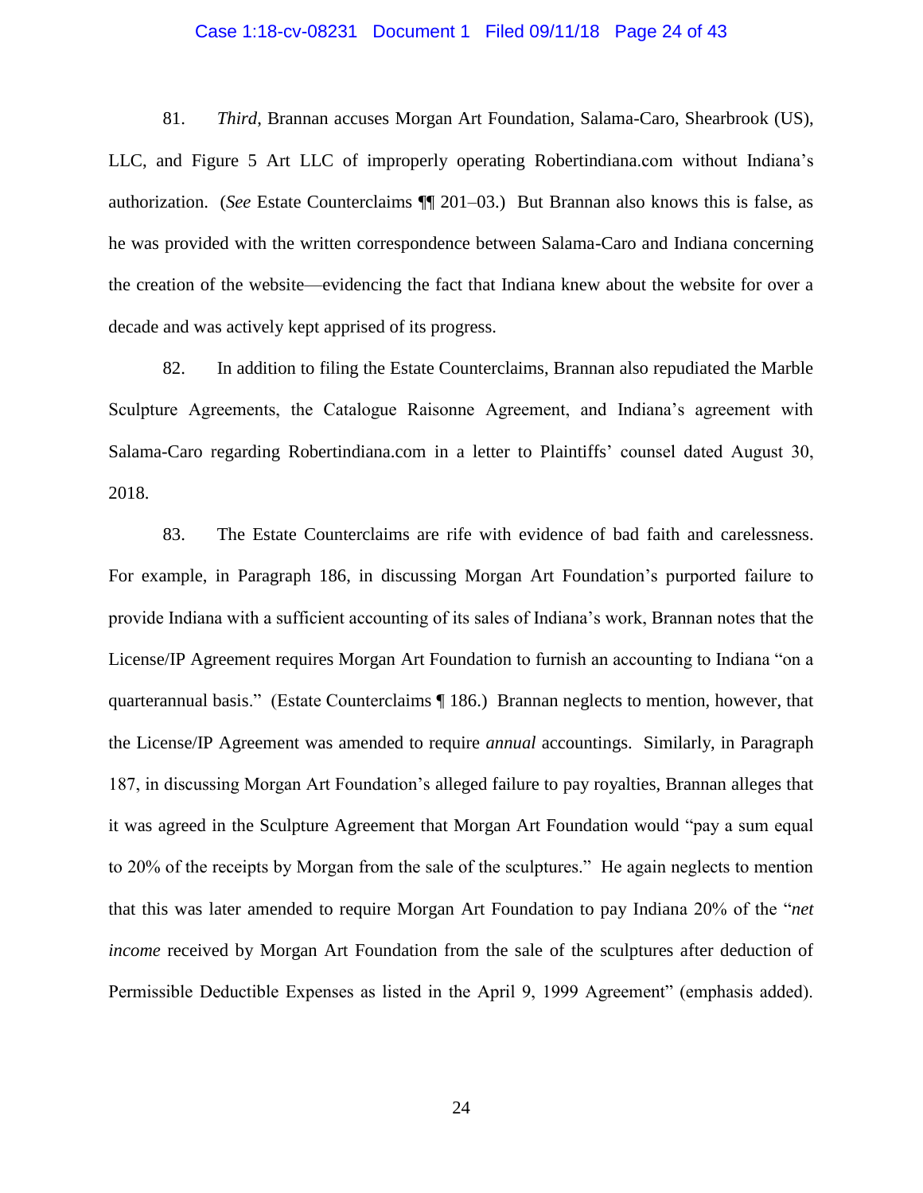81. *Third*, Brannan accuses Morgan Art Foundation, Salama-Caro, Shearbrook (US), LLC, and Figure 5 Art LLC of improperly operating Robertindiana.com without Indiana's authorization. (*See* Estate Counterclaims ¶¶ 201–03.) But Brannan also knows this is false, as he was provided with the written correspondence between Salama-Caro and Indiana concerning the creation of the website—evidencing the fact that Indiana knew about the website for over a decade and was actively kept apprised of its progress.

82. In addition to filing the Estate Counterclaims, Brannan also repudiated the Marble Sculpture Agreements, the Catalogue Raisonne Agreement, and Indiana's agreement with Salama-Caro regarding Robertindiana.com in a letter to Plaintiffs' counsel dated August 30, 2018.

83. The Estate Counterclaims are rife with evidence of bad faith and carelessness. For example, in Paragraph 186, in discussing Morgan Art Foundation's purported failure to provide Indiana with a sufficient accounting of its sales of Indiana's work, Brannan notes that the License/IP Agreement requires Morgan Art Foundation to furnish an accounting to Indiana "on a quarterannual basis." (Estate Counterclaims ¶ 186.) Brannan neglects to mention, however, that the License/IP Agreement was amended to require *annual* accountings. Similarly, in Paragraph 187, in discussing Morgan Art Foundation's alleged failure to pay royalties, Brannan alleges that it was agreed in the Sculpture Agreement that Morgan Art Foundation would "pay a sum equal to 20% of the receipts by Morgan from the sale of the sculptures." He again neglects to mention that this was later amended to require Morgan Art Foundation to pay Indiana 20% of the "*net income* received by Morgan Art Foundation from the sale of the sculptures after deduction of Permissible Deductible Expenses as listed in the April 9, 1999 Agreement" (emphasis added).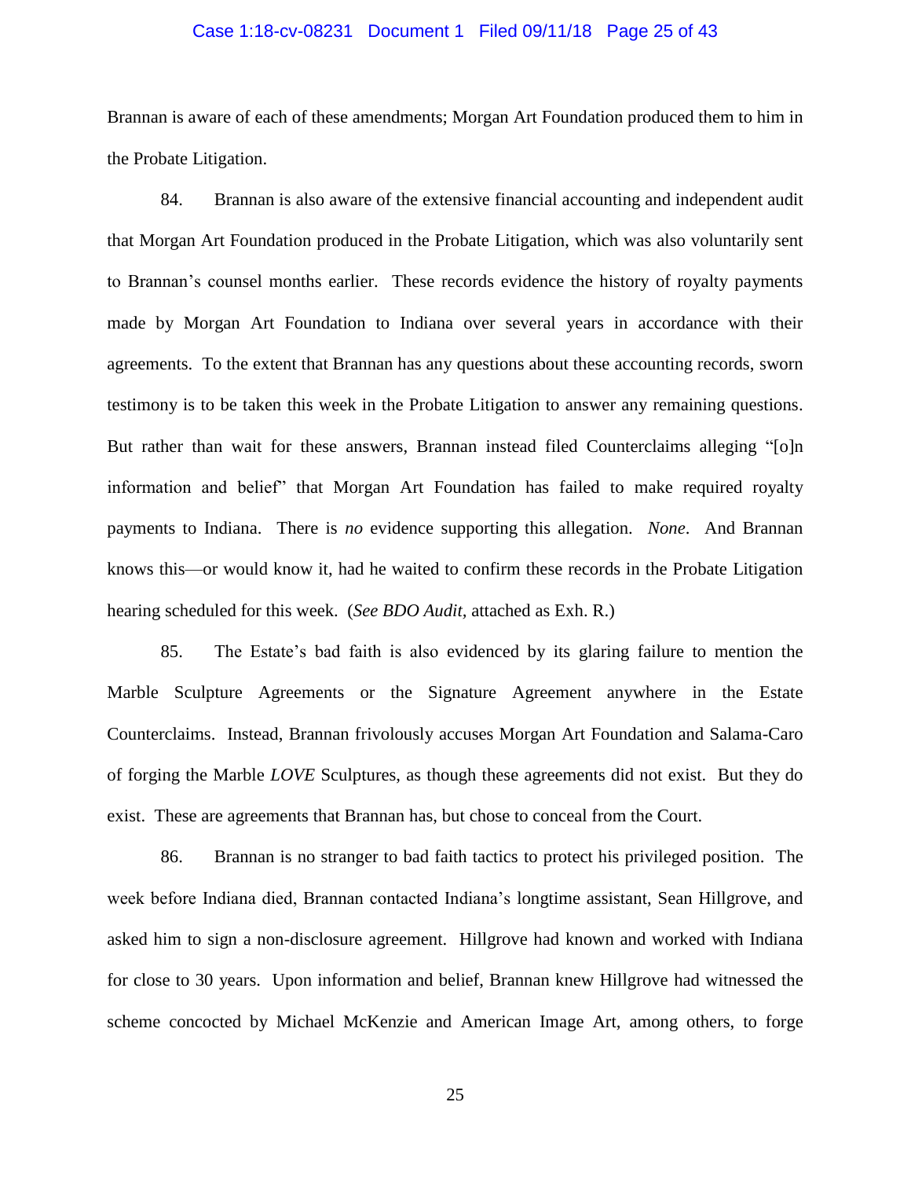Brannan is aware of each of these amendments; Morgan Art Foundation produced them to him in the Probate Litigation.

84. Brannan is also aware of the extensive financial accounting and independent audit that Morgan Art Foundation produced in the Probate Litigation, which was also voluntarily sent to Brannan's counsel months earlier. These records evidence the history of royalty payments made by Morgan Art Foundation to Indiana over several years in accordance with their agreements. To the extent that Brannan has any questions about these accounting records, sworn testimony is to be taken this week in the Probate Litigation to answer any remaining questions. But rather than wait for these answers, Brannan instead filed Counterclaims alleging "[o]n information and belief" that Morgan Art Foundation has failed to make required royalty payments to Indiana. There is *no* evidence supporting this allegation. *None*. And Brannan knows this—or would know it, had he waited to confirm these records in the Probate Litigation hearing scheduled for this week. (*See BDO Audit*, attached as Exh. R.)

85. The Estate's bad faith is also evidenced by its glaring failure to mention the Marble Sculpture Agreements or the Signature Agreement anywhere in the Estate Counterclaims. Instead, Brannan frivolously accuses Morgan Art Foundation and Salama-Caro of forging the Marble *LOVE* Sculptures, as though these agreements did not exist. But they do exist. These are agreements that Brannan has, but chose to conceal from the Court.

86. Brannan is no stranger to bad faith tactics to protect his privileged position. The week before Indiana died, Brannan contacted Indiana's longtime assistant, Sean Hillgrove, and asked him to sign a non-disclosure agreement. Hillgrove had known and worked with Indiana for close to 30 years. Upon information and belief, Brannan knew Hillgrove had witnessed the scheme concocted by Michael McKenzie and American Image Art, among others, to forge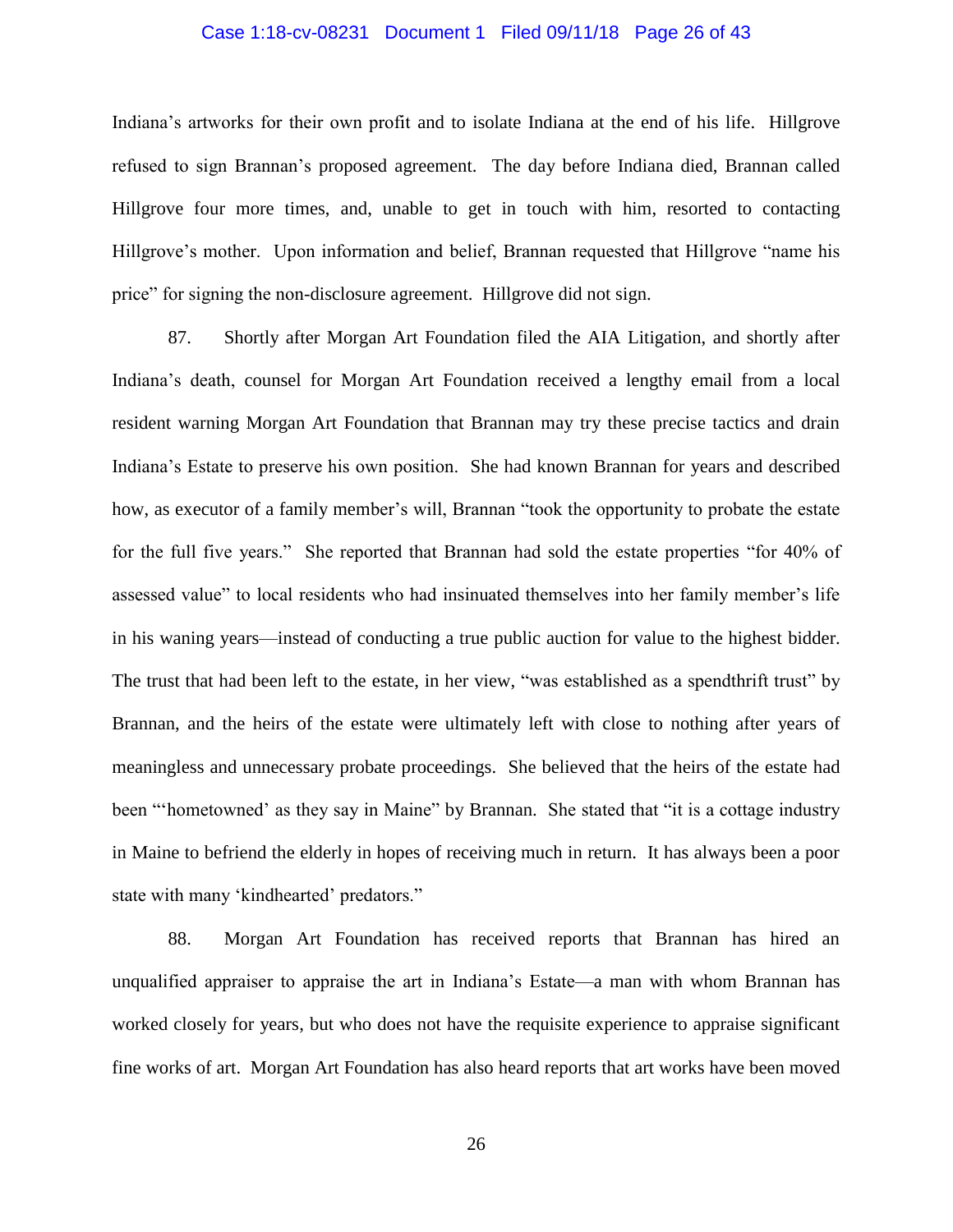Indiana's artworks for their own profit and to isolate Indiana at the end of his life. Hillgrove refused to sign Brannan's proposed agreement. The day before Indiana died, Brannan called Hillgrove four more times, and, unable to get in touch with him, resorted to contacting Hillgrove's mother. Upon information and belief, Brannan requested that Hillgrove "name his price" for signing the non-disclosure agreement. Hillgrove did not sign.

87. Shortly after Morgan Art Foundation filed the AIA Litigation, and shortly after Indiana's death, counsel for Morgan Art Foundation received a lengthy email from a local resident warning Morgan Art Foundation that Brannan may try these precise tactics and drain Indiana's Estate to preserve his own position. She had known Brannan for years and described how, as executor of a family member's will, Brannan "took the opportunity to probate the estate for the full five years." She reported that Brannan had sold the estate properties "for 40% of assessed value" to local residents who had insinuated themselves into her family member's life in his waning years—instead of conducting a true public auction for value to the highest bidder. The trust that had been left to the estate, in her view, "was established as a spendthrift trust" by Brannan, and the heirs of the estate were ultimately left with close to nothing after years of meaningless and unnecessary probate proceedings. She believed that the heirs of the estate had been "'hometowned' as they say in Maine" by Brannan. She stated that "it is a cottage industry in Maine to befriend the elderly in hopes of receiving much in return. It has always been a poor state with many 'kindhearted' predators."

88. Morgan Art Foundation has received reports that Brannan has hired an unqualified appraiser to appraise the art in Indiana's Estate—a man with whom Brannan has worked closely for years, but who does not have the requisite experience to appraise significant fine works of art. Morgan Art Foundation has also heard reports that art works have been moved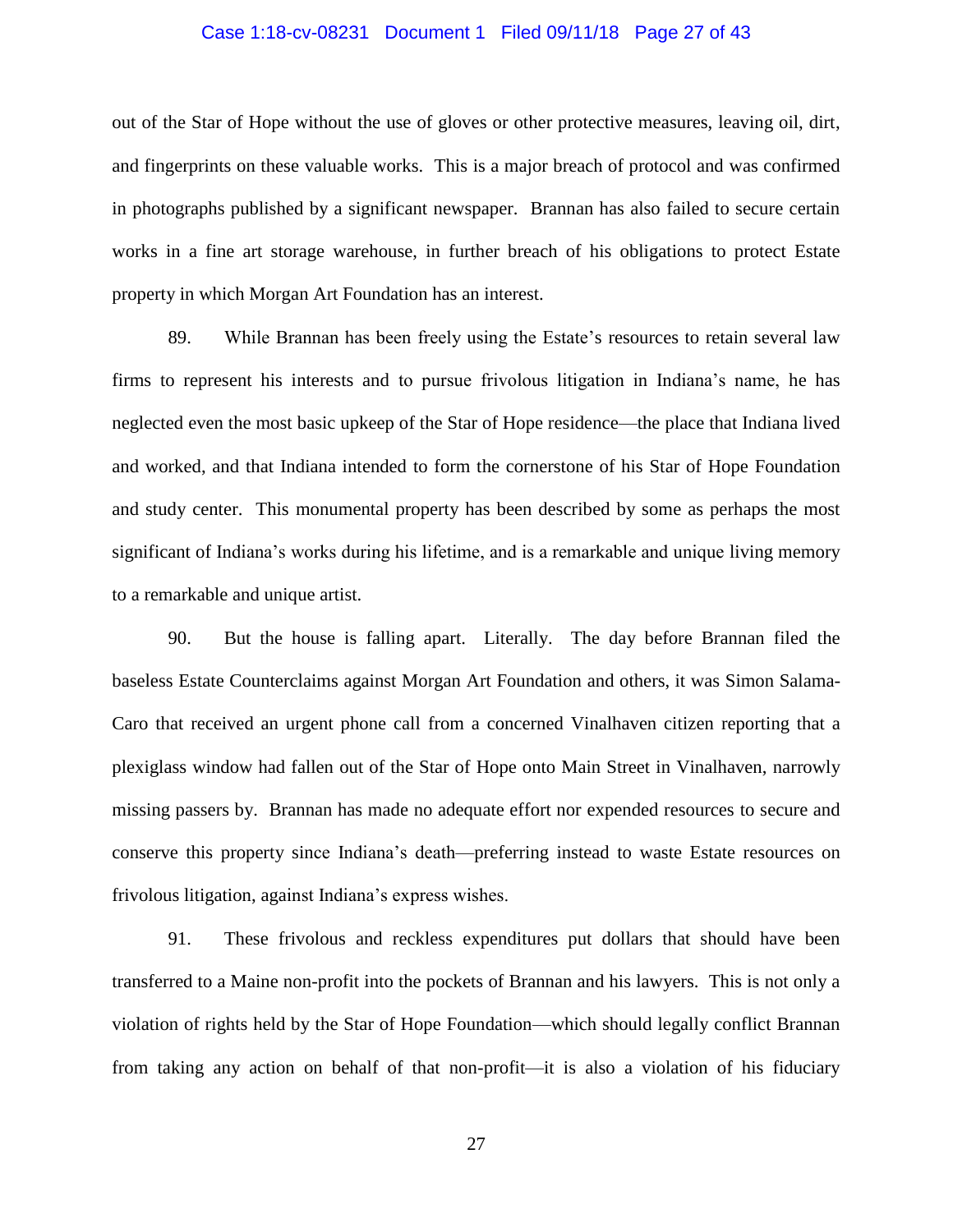out of the Star of Hope without the use of gloves or other protective measures, leaving oil, dirt, and fingerprints on these valuable works. This is a major breach of protocol and was confirmed in photographs published by a significant newspaper. Brannan has also failed to secure certain works in a fine art storage warehouse, in further breach of his obligations to protect Estate property in which Morgan Art Foundation has an interest.

89. While Brannan has been freely using the Estate's resources to retain several law firms to represent his interests and to pursue frivolous litigation in Indiana's name, he has neglected even the most basic upkeep of the Star of Hope residence—the place that Indiana lived and worked, and that Indiana intended to form the cornerstone of his Star of Hope Foundation and study center. This monumental property has been described by some as perhaps the most significant of Indiana's works during his lifetime, and is a remarkable and unique living memory to a remarkable and unique artist.

90. But the house is falling apart. Literally. The day before Brannan filed the baseless Estate Counterclaims against Morgan Art Foundation and others, it was Simon Salama-Caro that received an urgent phone call from a concerned Vinalhaven citizen reporting that a plexiglass window had fallen out of the Star of Hope onto Main Street in Vinalhaven, narrowly missing passers by. Brannan has made no adequate effort nor expended resources to secure and conserve this property since Indiana's death—preferring instead to waste Estate resources on frivolous litigation, against Indiana's express wishes.

91. These frivolous and reckless expenditures put dollars that should have been transferred to a Maine non-profit into the pockets of Brannan and his lawyers. This is not only a violation of rights held by the Star of Hope Foundation—which should legally conflict Brannan from taking any action on behalf of that non-profit—it is also a violation of his fiduciary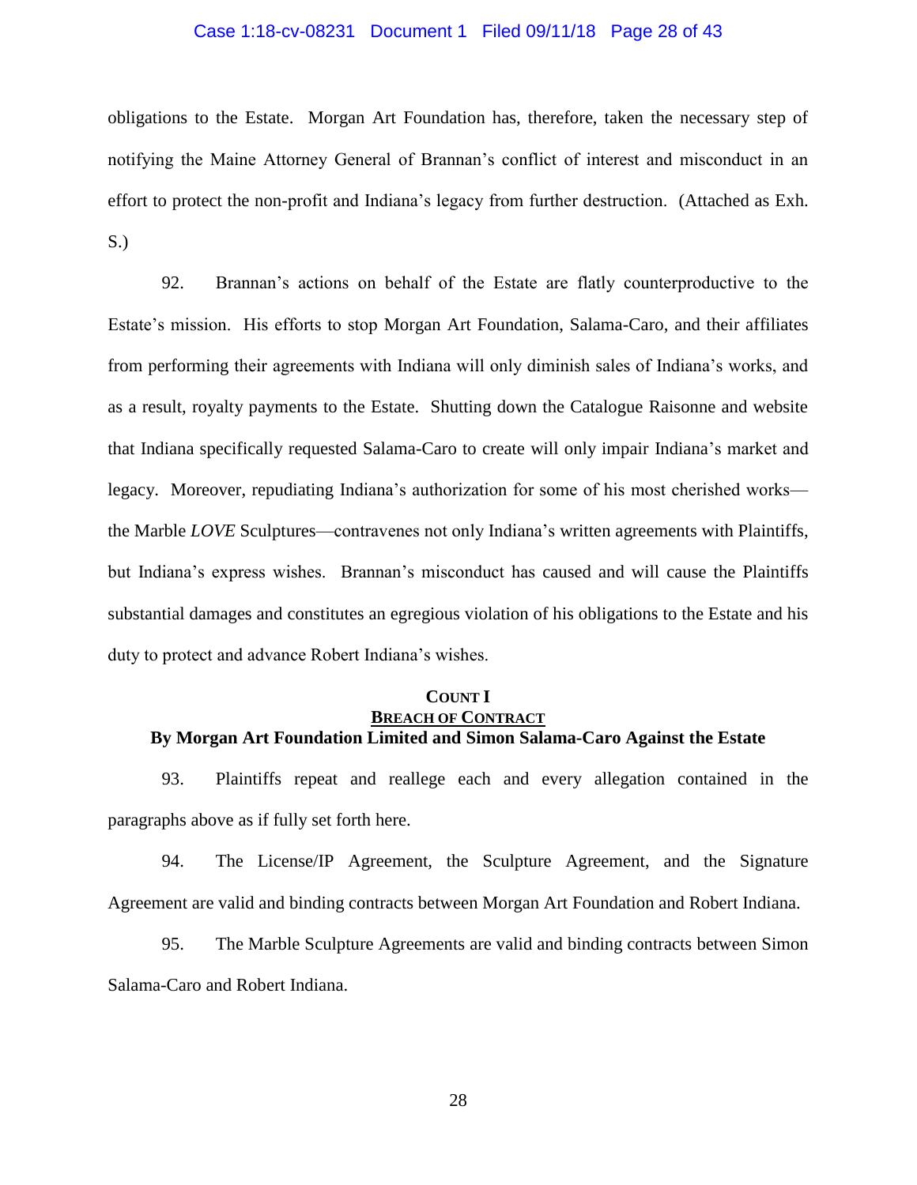obligations to the Estate. Morgan Art Foundation has, therefore, taken the necessary step of notifying the Maine Attorney General of Brannan's conflict of interest and misconduct in an effort to protect the non-profit and Indiana's legacy from further destruction. (Attached as Exh. S.)

92. Brannan's actions on behalf of the Estate are flatly counterproductive to the Estate's mission. His efforts to stop Morgan Art Foundation, Salama-Caro, and their affiliates from performing their agreements with Indiana will only diminish sales of Indiana's works, and as a result, royalty payments to the Estate. Shutting down the Catalogue Raisonne and website that Indiana specifically requested Salama-Caro to create will only impair Indiana's market and legacy. Moreover, repudiating Indiana's authorization for some of his most cherished works—the Marble *LOVE* Sculptures—contravenes not only Indiana's written agreements with Plaintiffs, but Indiana's express wishes. Brannan's misconduct has caused and will cause the Plaintiffs substantial damages and constitutes an egregious violation of his obligations to the Estate and his duty to protect and advance Robert Indiana's wishes.

## COUNT I
## BREACH OF CONTRACT
### By Morgan Art Foundation Limited and Simon Salama-Caro Against the Estate

93. Plaintiffs repeat and reallege each and every allegation contained in the paragraphs above as if fully set forth here.

94. The License/IP Agreement, the Sculpture Agreement, and the Signature Agreement are valid and binding contracts between Morgan Art Foundation and Robert Indiana.

95. The Marble Sculpture Agreements are valid and binding contracts between Simon Salama-Caro and Robert Indiana.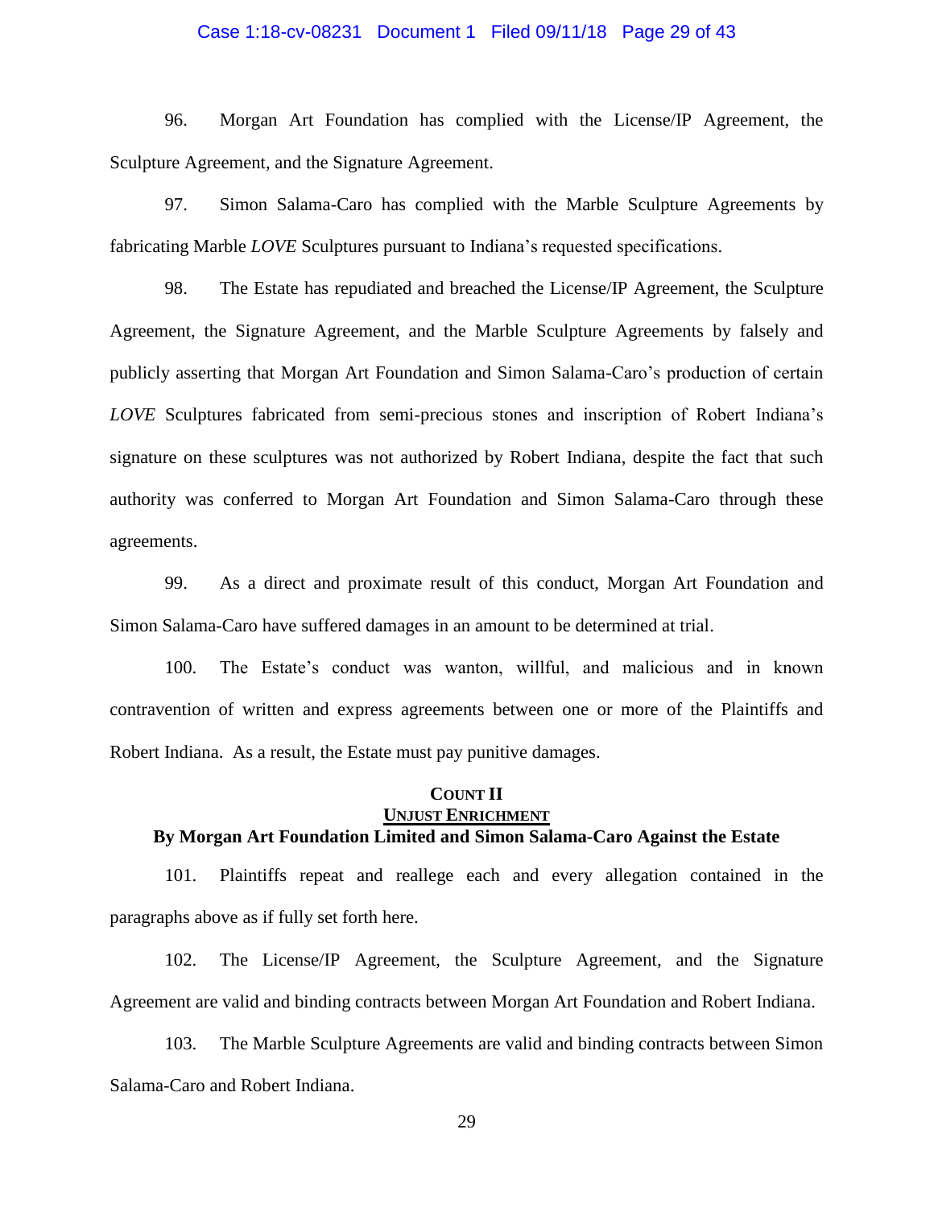96. Morgan Art Foundation has complied with the License/IP Agreement, the Sculpture Agreement, and the Signature Agreement.

97. Simon Salama-Caro has complied with the Marble Sculpture Agreements by fabricating Marble *LOVE* Sculptures pursuant to Indiana's requested specifications.

98. The Estate has repudiated and breached the License/IP Agreement, the Sculpture Agreement, the Signature Agreement, and the Marble Sculpture Agreements by falsely and publicly asserting that Morgan Art Foundation and Simon Salama-Caro's production of certain *LOVE* Sculptures fabricated from semi-precious stones and inscription of Robert Indiana's signature on these sculptures was not authorized by Robert Indiana, despite the fact that such authority was conferred to Morgan Art Foundation and Simon Salama-Caro through these agreements.

99. As a direct and proximate result of this conduct, Morgan Art Foundation and Simon Salama-Caro have suffered damages in an amount to be determined at trial.

100. The Estate's conduct was wanton, willful, and malicious and in known contravention of written and express agreements between one or more of the Plaintiffs and Robert Indiana. As a result, the Estate must pay punitive damages.

**COUNT II**
**UNJUST ENRICHMENT**
**By Morgan Art Foundation Limited and Simon Salama-Caro Against the Estate**

101. Plaintiffs repeat and reallege each and every allegation contained in the paragraphs above as if fully set forth here.

102. The License/IP Agreement, the Sculpture Agreement, and the Signature Agreement are valid and binding contracts between Morgan Art Foundation and Robert Indiana.

103. The Marble Sculpture Agreements are valid and binding contracts between Simon Salama-Caro and Robert Indiana.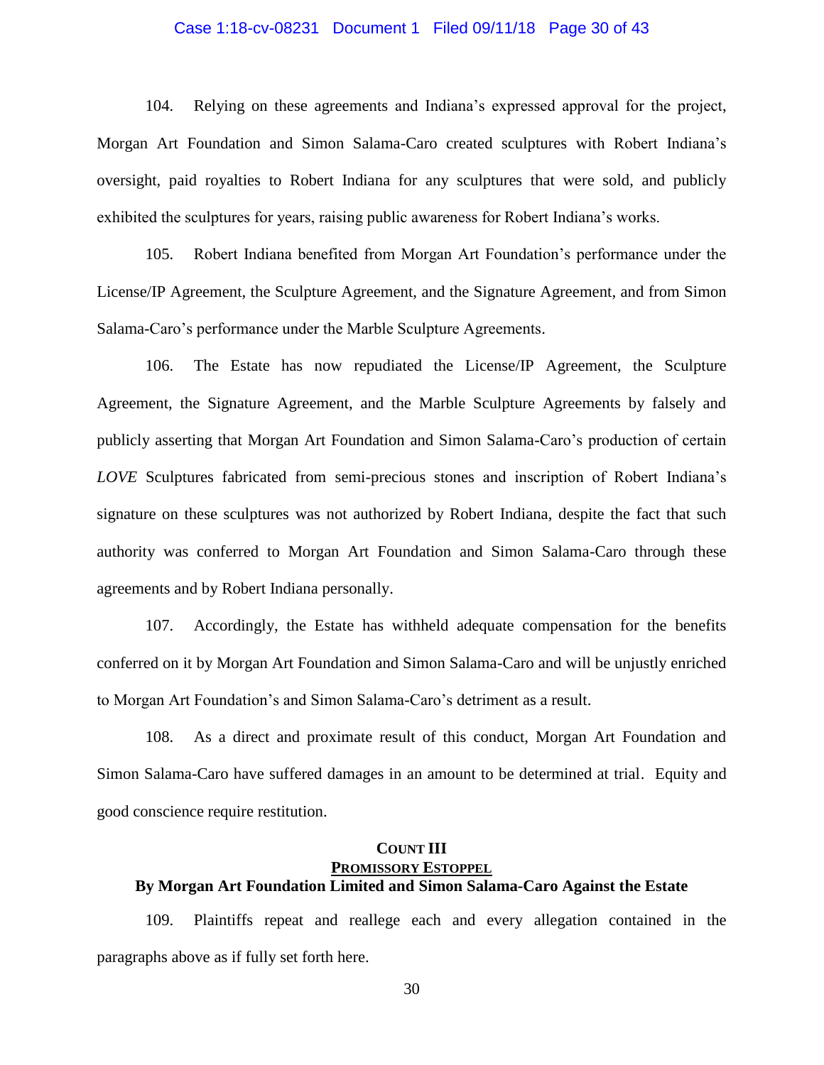104. Relying on these agreements and Indiana's expressed approval for the project, Morgan Art Foundation and Simon Salama-Caro created sculptures with Robert Indiana's oversight, paid royalties to Robert Indiana for any sculptures that were sold, and publicly exhibited the sculptures for years, raising public awareness for Robert Indiana's works.

105. Robert Indiana benefited from Morgan Art Foundation's performance under the License/IP Agreement, the Sculpture Agreement, and the Signature Agreement, and from Simon Salama-Caro's performance under the Marble Sculpture Agreements.

106. The Estate has now repudiated the License/IP Agreement, the Sculpture Agreement, the Signature Agreement, and the Marble Sculpture Agreements by falsely and publicly asserting that Morgan Art Foundation and Simon Salama-Caro's production of certain *LOVE* Sculptures fabricated from semi-precious stones and inscription of Robert Indiana's signature on these sculptures was not authorized by Robert Indiana, despite the fact that such authority was conferred to Morgan Art Foundation and Simon Salama-Caro through these agreements and by Robert Indiana personally.

107. Accordingly, the Estate has withheld adequate compensation for the benefits conferred on it by Morgan Art Foundation and Simon Salama-Caro and will be unjustly enriched to Morgan Art Foundation's and Simon Salama-Caro's detriment as a result.

108. As a direct and proximate result of this conduct, Morgan Art Foundation and Simon Salama-Caro have suffered damages in an amount to be determined at trial. Equity and good conscience require restitution.

**COUNT III**

**PROMISSORY ESTOPPEL**

**By Morgan Art Foundation Limited and Simon Salama-Caro Against the Estate**

109. Plaintiffs repeat and reallege each and every allegation contained in the paragraphs above as if fully set forth here.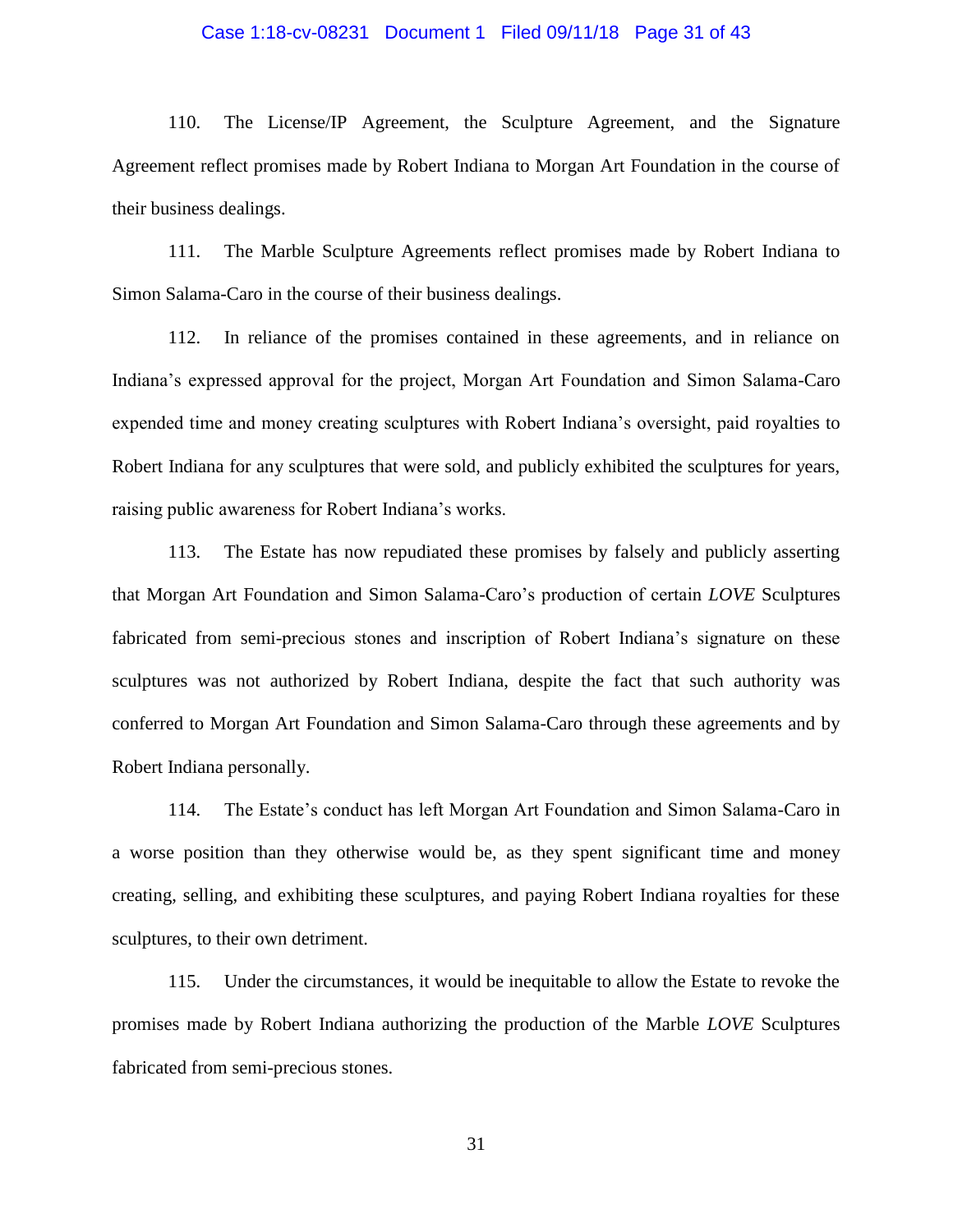110. The License/IP Agreement, the Sculpture Agreement, and the Signature Agreement reflect promises made by Robert Indiana to Morgan Art Foundation in the course of their business dealings.

111. The Marble Sculpture Agreements reflect promises made by Robert Indiana to Simon Salama-Caro in the course of their business dealings.

112. In reliance of the promises contained in these agreements, and in reliance on Indiana's expressed approval for the project, Morgan Art Foundation and Simon Salama-Caro expended time and money creating sculptures with Robert Indiana's oversight, paid royalties to Robert Indiana for any sculptures that were sold, and publicly exhibited the sculptures for years, raising public awareness for Robert Indiana's works.

113. The Estate has now repudiated these promises by falsely and publicly asserting that Morgan Art Foundation and Simon Salama-Caro's production of certain *LOVE* Sculptures fabricated from semi-precious stones and inscription of Robert Indiana's signature on these sculptures was not authorized by Robert Indiana, despite the fact that such authority was conferred to Morgan Art Foundation and Simon Salama-Caro through these agreements and by Robert Indiana personally.

114. The Estate's conduct has left Morgan Art Foundation and Simon Salama-Caro in a worse position than they otherwise would be, as they spent significant time and money creating, selling, and exhibiting these sculptures, and paying Robert Indiana royalties for these sculptures, to their own detriment.

115. Under the circumstances, it would be inequitable to allow the Estate to revoke the promises made by Robert Indiana authorizing the production of the Marble *LOVE* Sculptures fabricated from semi-precious stones.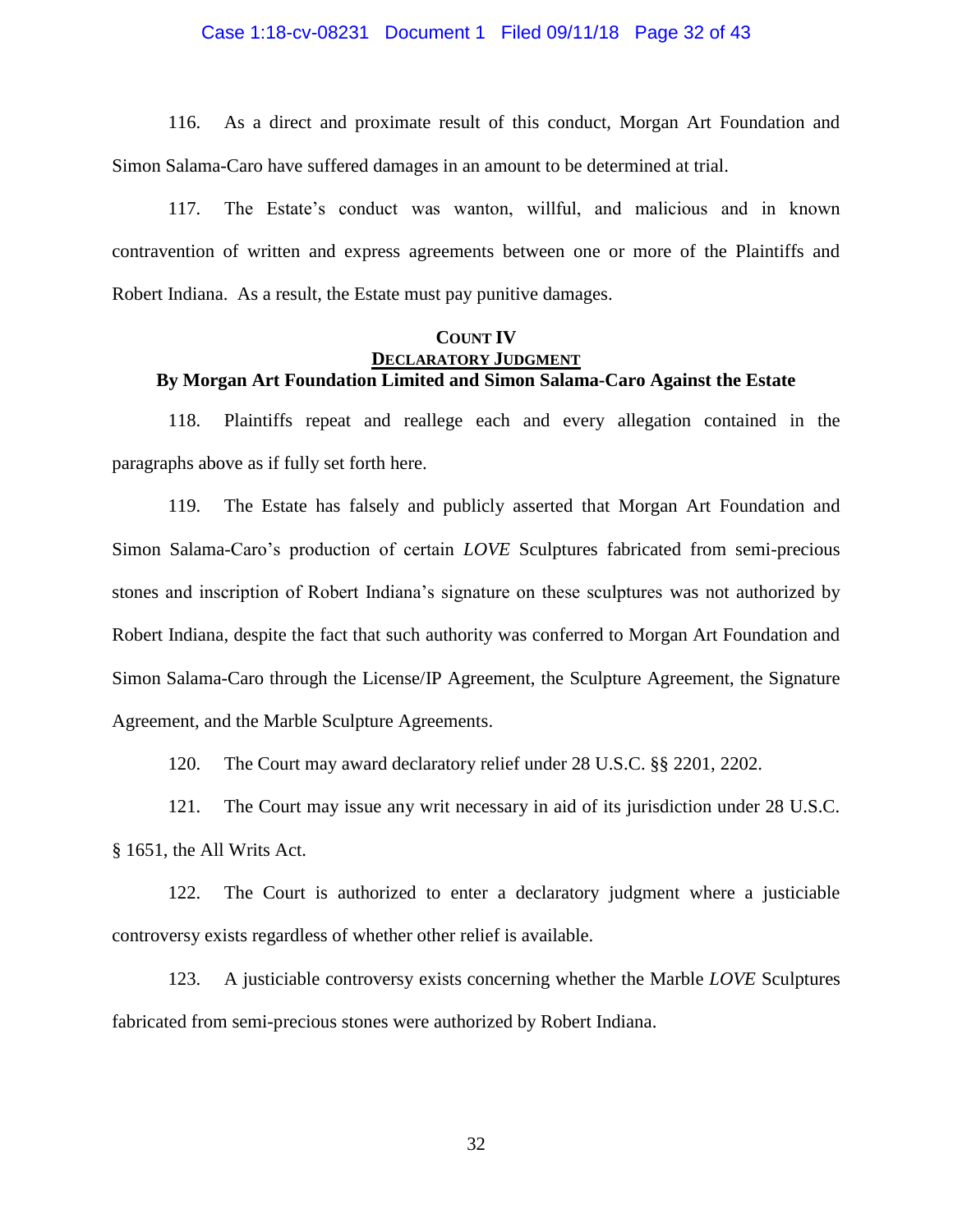116. As a direct and proximate result of this conduct, Morgan Art Foundation and Simon Salama-Caro have suffered damages in an amount to be determined at trial.

117. The Estate's conduct was wanton, willful, and malicious and in known contravention of written and express agreements between one or more of the Plaintiffs and Robert Indiana. As a result, the Estate must pay punitive damages.

**COUNT IV**
**DECLARATORY JUDGMENT**
**By Morgan Art Foundation Limited and Simon Salama-Caro Against the Estate**

118. Plaintiffs repeat and reallege each and every allegation contained in the paragraphs above as if fully set forth here.

119. The Estate has falsely and publicly asserted that Morgan Art Foundation and Simon Salama-Caro's production of certain *LOVE* Sculptures fabricated from semi-precious stones and inscription of Robert Indiana's signature on these sculptures was not authorized by Robert Indiana, despite the fact that such authority was conferred to Morgan Art Foundation and Simon Salama-Caro through the License/IP Agreement, the Sculpture Agreement, the Signature Agreement, and the Marble Sculpture Agreements.

120. The Court may award declaratory relief under 28 U.S.C. §§ 2201, 2202.

121. The Court may issue any writ necessary in aid of its jurisdiction under 28 U.S.C. § 1651, the All Writs Act.

122. The Court is authorized to enter a declaratory judgment where a justiciable controversy exists regardless of whether other relief is available.

123. A justiciable controversy exists concerning whether the Marble *LOVE* Sculptures fabricated from semi-precious stones were authorized by Robert Indiana.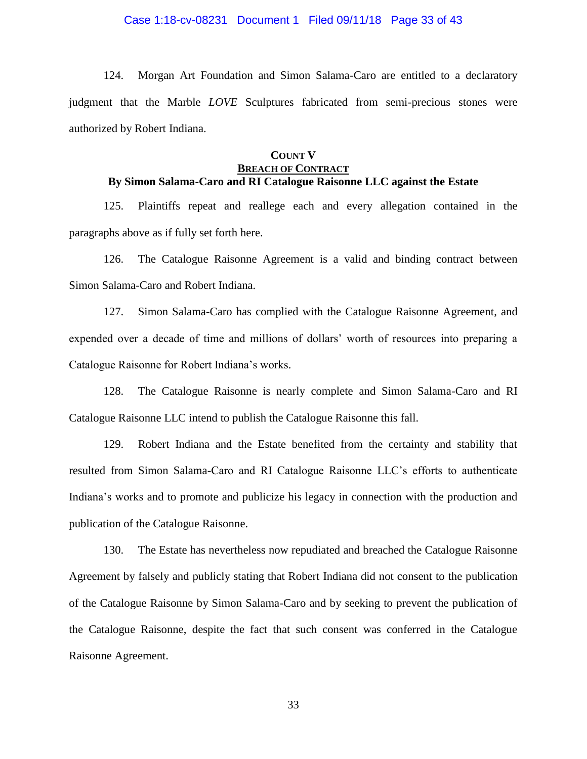124. Morgan Art Foundation and Simon Salama-Caro are entitled to a declaratory judgment that the Marble *LOVE* Sculptures fabricated from semi-precious stones were authorized by Robert Indiana.

**COUNT V**
**BREACH OF CONTRACT**
**By Simon Salama-Caro and RI Catalogue Raisonne LLC against the Estate**

125. Plaintiffs repeat and reallege each and every allegation contained in the paragraphs above as if fully set forth here.

126. The Catalogue Raisonne Agreement is a valid and binding contract between Simon Salama-Caro and Robert Indiana.

127. Simon Salama-Caro has complied with the Catalogue Raisonne Agreement, and expended over a decade of time and millions of dollars' worth of resources into preparing a Catalogue Raisonne for Robert Indiana's works.

128. The Catalogue Raisonne is nearly complete and Simon Salama-Caro and RI Catalogue Raisonne LLC intend to publish the Catalogue Raisonne this fall.

129. Robert Indiana and the Estate benefited from the certainty and stability that resulted from Simon Salama-Caro and RI Catalogue Raisonne LLC's efforts to authenticate Indiana's works and to promote and publicize his legacy in connection with the production and publication of the Catalogue Raisonne.

130. The Estate has nevertheless now repudiated and breached the Catalogue Raisonne Agreement by falsely and publicly stating that Robert Indiana did not consent to the publication of the Catalogue Raisonne by Simon Salama-Caro and by seeking to prevent the publication of the Catalogue Raisonne, despite the fact that such consent was conferred in the Catalogue Raisonne Agreement.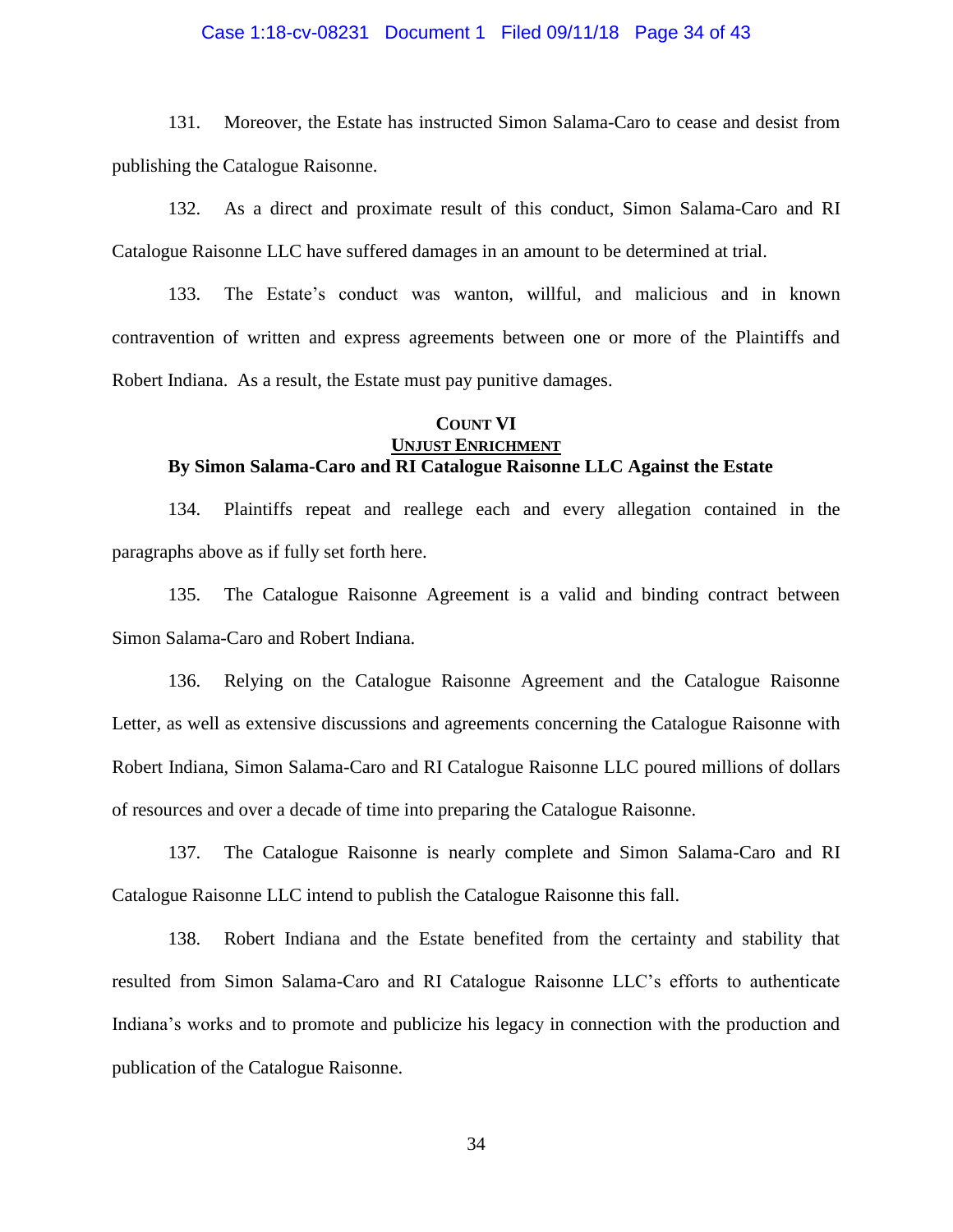131. Moreover, the Estate has instructed Simon Salama-Caro to cease and desist from publishing the Catalogue Raisonne.

132. As a direct and proximate result of this conduct, Simon Salama-Caro and RI Catalogue Raisonne LLC have suffered damages in an amount to be determined at trial.

133. The Estate's conduct was wanton, willful, and malicious and in known contravention of written and express agreements between one or more of the Plaintiffs and Robert Indiana. As a result, the Estate must pay punitive damages.

**COUNT VI**
**UNJUST ENRICHMENT**
**By Simon Salama-Caro and RI Catalogue Raisonne LLC Against the Estate**

134. Plaintiffs repeat and reallege each and every allegation contained in the paragraphs above as if fully set forth here.

135. The Catalogue Raisonne Agreement is a valid and binding contract between Simon Salama-Caro and Robert Indiana.

136. Relying on the Catalogue Raisonne Agreement and the Catalogue Raisonne Letter, as well as extensive discussions and agreements concerning the Catalogue Raisonne with Robert Indiana, Simon Salama-Caro and RI Catalogue Raisonne LLC poured millions of dollars of resources and over a decade of time into preparing the Catalogue Raisonne.

137. The Catalogue Raisonne is nearly complete and Simon Salama-Caro and RI Catalogue Raisonne LLC intend to publish the Catalogue Raisonne this fall.

138. Robert Indiana and the Estate benefited from the certainty and stability that resulted from Simon Salama-Caro and RI Catalogue Raisonne LLC's efforts to authenticate Indiana's works and to promote and publicize his legacy in connection with the production and publication of the Catalogue Raisonne.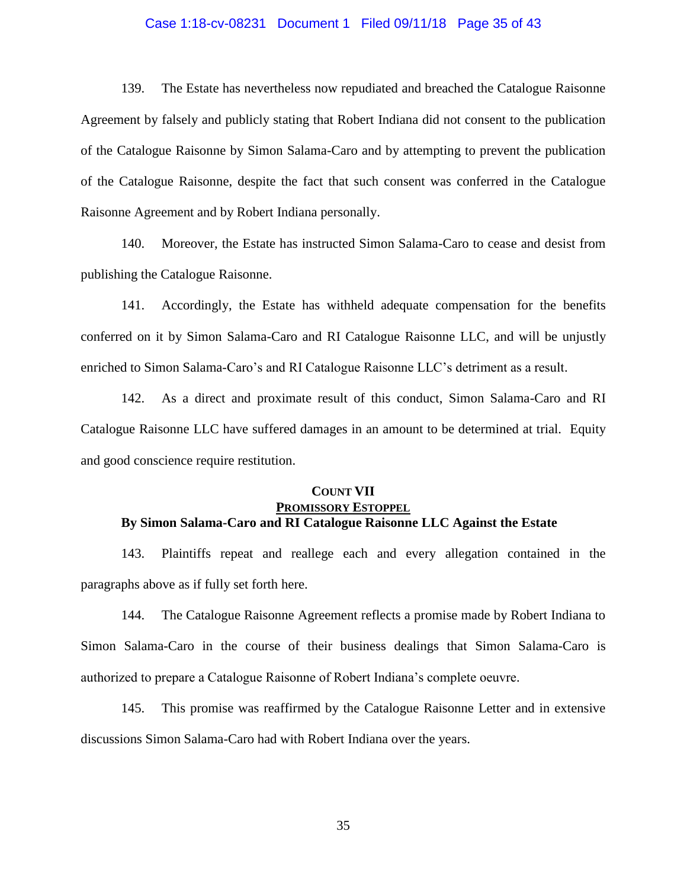139. The Estate has nevertheless now repudiated and breached the Catalogue Raisonne Agreement by falsely and publicly stating that Robert Indiana did not consent to the publication of the Catalogue Raisonne by Simon Salama-Caro and by attempting to prevent the publication of the Catalogue Raisonne, despite the fact that such consent was conferred in the Catalogue Raisonne Agreement and by Robert Indiana personally.

140. Moreover, the Estate has instructed Simon Salama-Caro to cease and desist from publishing the Catalogue Raisonne.

141. Accordingly, the Estate has withheld adequate compensation for the benefits conferred on it by Simon Salama-Caro and RI Catalogue Raisonne LLC, and will be unjustly enriched to Simon Salama-Caro's and RI Catalogue Raisonne LLC's detriment as a result.

142. As a direct and proximate result of this conduct, Simon Salama-Caro and RI Catalogue Raisonne LLC have suffered damages in an amount to be determined at trial. Equity and good conscience require restitution.

## COUNT VII
## PROMISSORY ESTOPPEL
### By Simon Salama-Caro and RI Catalogue Raisonne LLC Against the Estate

143. Plaintiffs repeat and reallege each and every allegation contained in the paragraphs above as if fully set forth here.

144. The Catalogue Raisonne Agreement reflects a promise made by Robert Indiana to Simon Salama-Caro in the course of their business dealings that Simon Salama-Caro is authorized to prepare a Catalogue Raisonne of Robert Indiana's complete oeuvre.

145. This promise was reaffirmed by the Catalogue Raisonne Letter and in extensive discussions Simon Salama-Caro had with Robert Indiana over the years.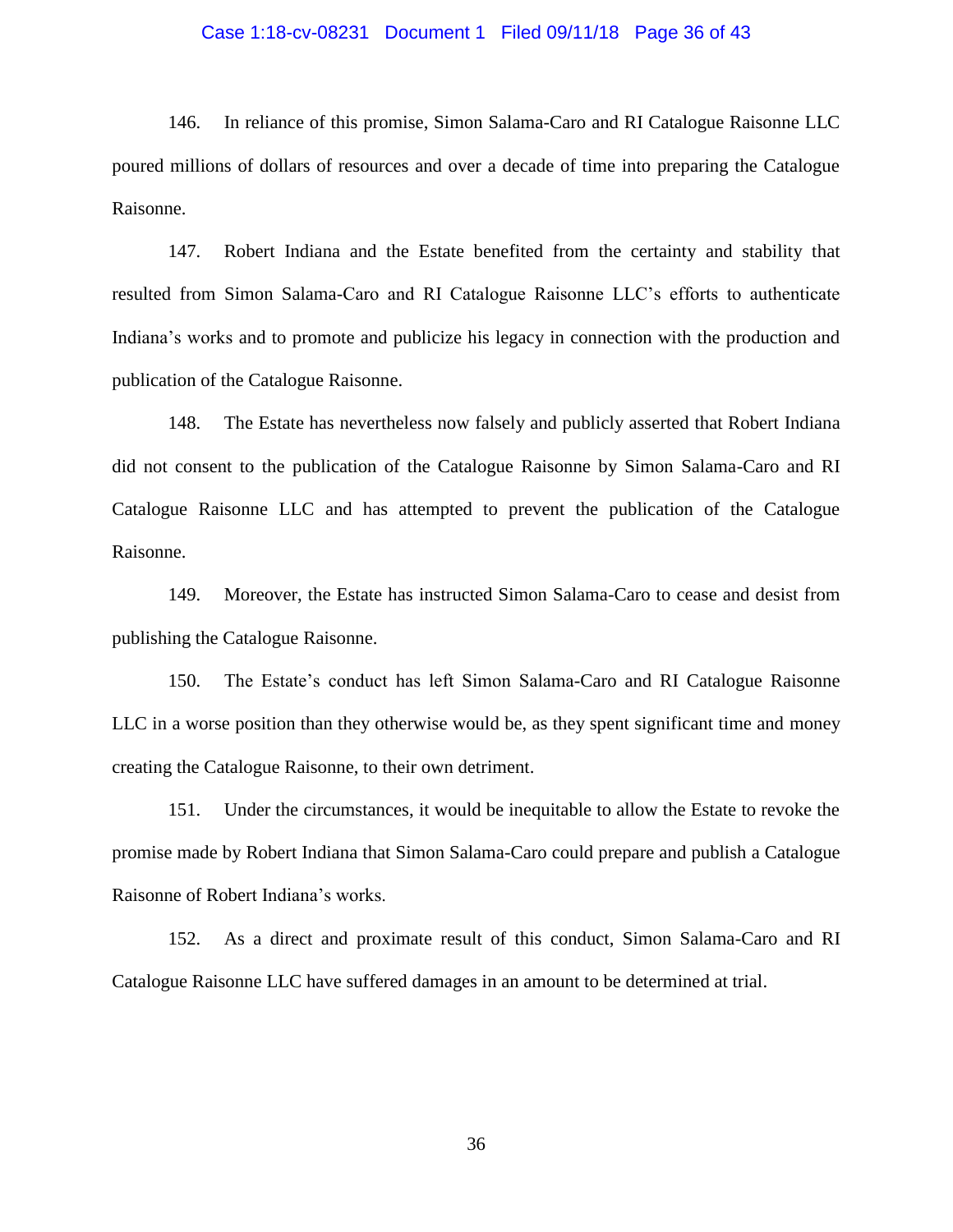146. In reliance of this promise, Simon Salama-Caro and RI Catalogue Raisonne LLC poured millions of dollars of resources and over a decade of time into preparing the Catalogue Raisonne.

147. Robert Indiana and the Estate benefited from the certainty and stability that resulted from Simon Salama-Caro and RI Catalogue Raisonne LLC's efforts to authenticate Indiana's works and to promote and publicize his legacy in connection with the production and publication of the Catalogue Raisonne.

148. The Estate has nevertheless now falsely and publicly asserted that Robert Indiana did not consent to the publication of the Catalogue Raisonne by Simon Salama-Caro and RI Catalogue Raisonne LLC and has attempted to prevent the publication of the Catalogue Raisonne.

149. Moreover, the Estate has instructed Simon Salama-Caro to cease and desist from publishing the Catalogue Raisonne.

150. The Estate's conduct has left Simon Salama-Caro and RI Catalogue Raisonne LLC in a worse position than they otherwise would be, as they spent significant time and money creating the Catalogue Raisonne, to their own detriment.

151. Under the circumstances, it would be inequitable to allow the Estate to revoke the promise made by Robert Indiana that Simon Salama-Caro could prepare and publish a Catalogue Raisonne of Robert Indiana's works.

152. As a direct and proximate result of this conduct, Simon Salama-Caro and RI Catalogue Raisonne LLC have suffered damages in an amount to be determined at trial.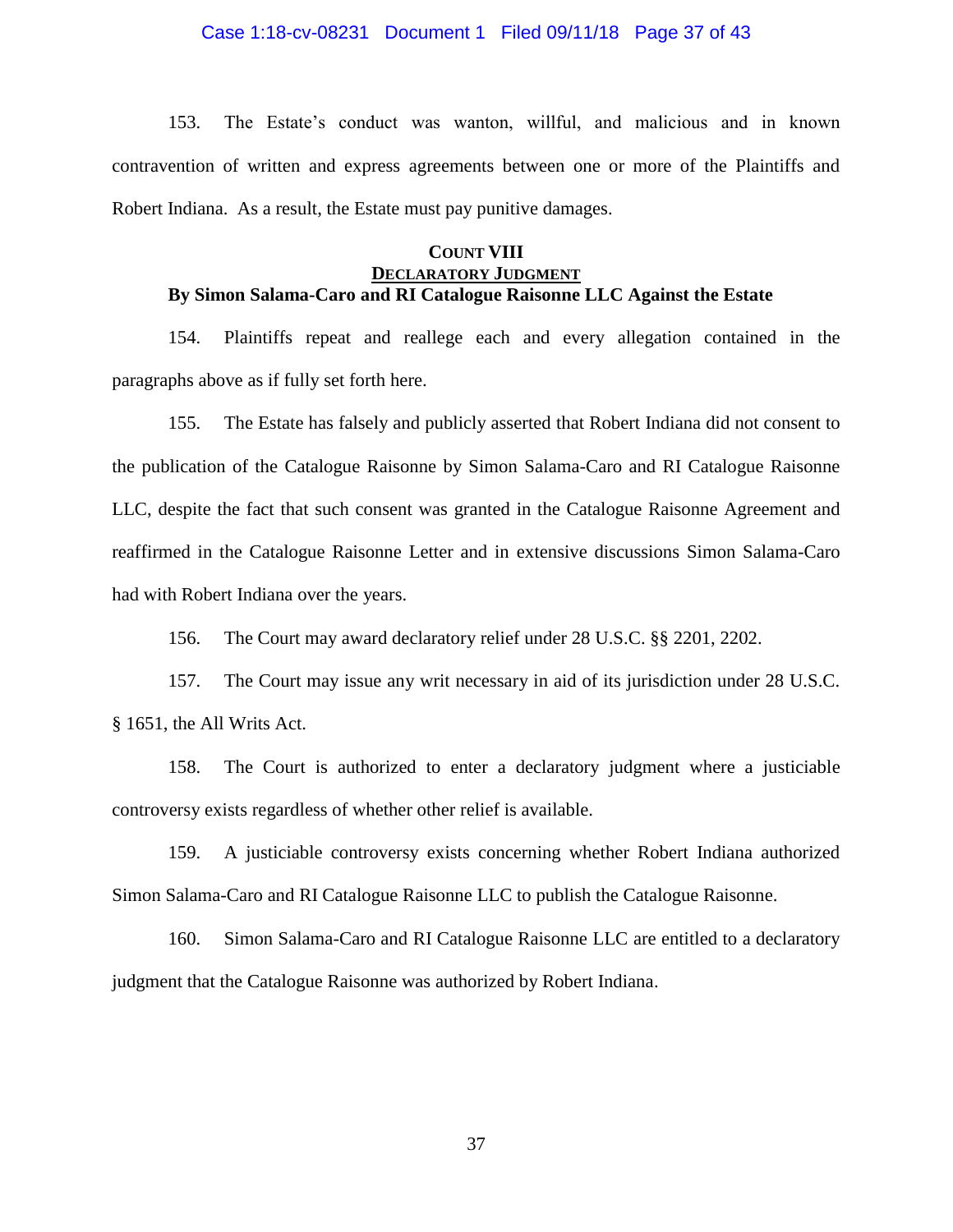153. The Estate's conduct was wanton, willful, and malicious and in known contravention of written and express agreements between one or more of the Plaintiffs and Robert Indiana. As a result, the Estate must pay punitive damages.

## COUNT VIII
## DECLARATORY JUDGMENT
## By Simon Salama-Caro and RI Catalogue Raisonne LLC Against the Estate

154. Plaintiffs repeat and reallege each and every allegation contained in the paragraphs above as if fully set forth here.

155. The Estate has falsely and publicly asserted that Robert Indiana did not consent to the publication of the Catalogue Raisonne by Simon Salama-Caro and RI Catalogue Raisonne LLC, despite the fact that such consent was granted in the Catalogue Raisonne Agreement and reaffirmed in the Catalogue Raisonne Letter and in extensive discussions Simon Salama-Caro had with Robert Indiana over the years.

156. The Court may award declaratory relief under 28 U.S.C. §§ 2201, 2202.

157. The Court may issue any writ necessary in aid of its jurisdiction under 28 U.S.C. § 1651, the All Writs Act.

158. The Court is authorized to enter a declaratory judgment where a justiciable controversy exists regardless of whether other relief is available.

159. A justiciable controversy exists concerning whether Robert Indiana authorized Simon Salama-Caro and RI Catalogue Raisonne LLC to publish the Catalogue Raisonne.

160. Simon Salama-Caro and RI Catalogue Raisonne LLC are entitled to a declaratory judgment that the Catalogue Raisonne was authorized by Robert Indiana.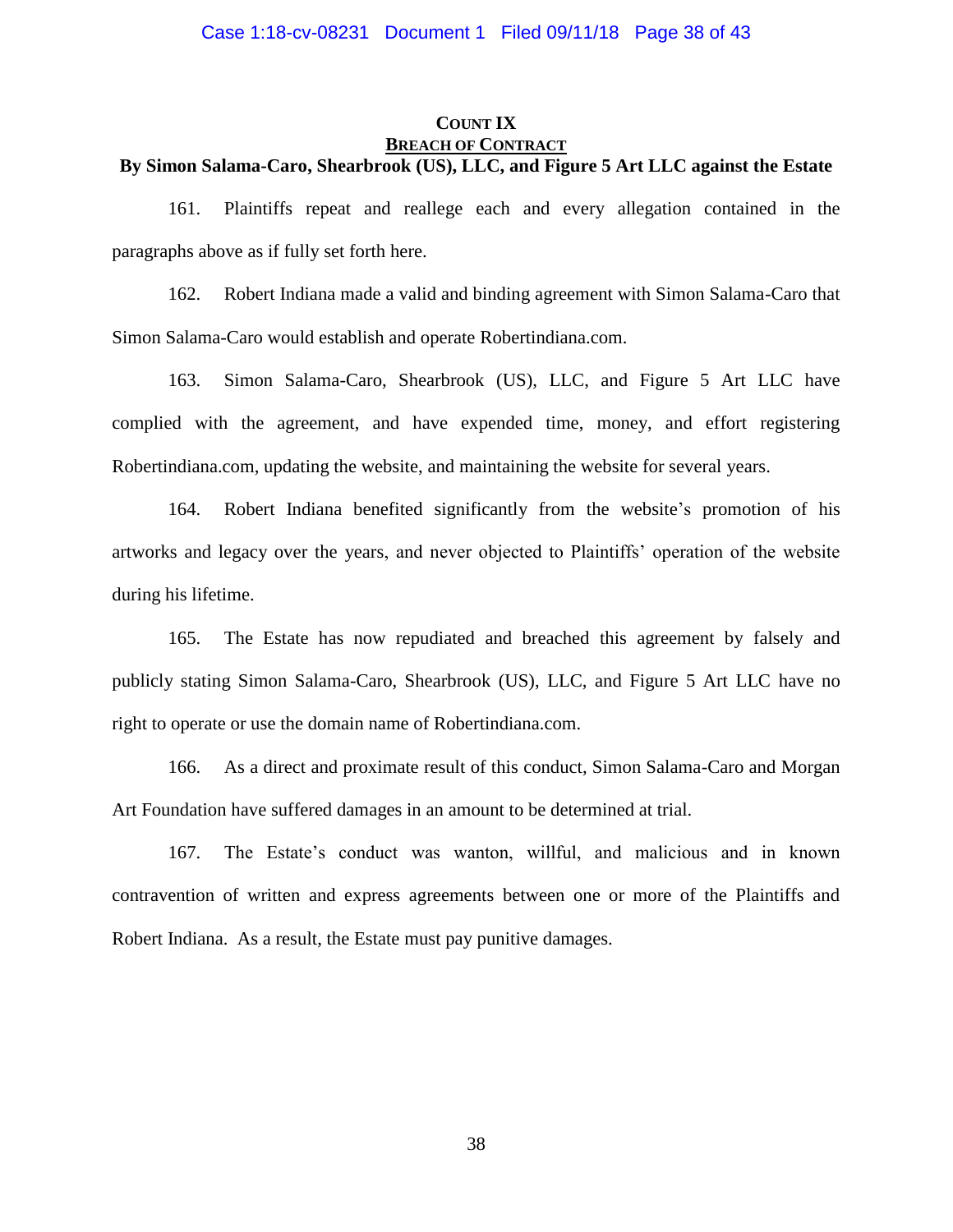**COUNT IX**

**BREACH OF CONTRACT**

**By Simon Salama-Caro, Shearbrook (US), LLC, and Figure 5 Art LLC against the Estate**

161. Plaintiffs repeat and reallege each and every allegation contained in the paragraphs above as if fully set forth here.

162. Robert Indiana made a valid and binding agreement with Simon Salama-Caro that Simon Salama-Caro would establish and operate Robertindiana.com.

163. Simon Salama-Caro, Shearbrook (US), LLC, and Figure 5 Art LLC have complied with the agreement, and have expended time, money, and effort registering Robertindiana.com, updating the website, and maintaining the website for several years.

164. Robert Indiana benefited significantly from the website's promotion of his artworks and legacy over the years, and never objected to Plaintiffs' operation of the website during his lifetime.

165. The Estate has now repudiated and breached this agreement by falsely and publicly stating Simon Salama-Caro, Shearbrook (US), LLC, and Figure 5 Art LLC have no right to operate or use the domain name of Robertindiana.com.

166. As a direct and proximate result of this conduct, Simon Salama-Caro and Morgan Art Foundation have suffered damages in an amount to be determined at trial.

167. The Estate's conduct was wanton, willful, and malicious and in known contravention of written and express agreements between one or more of the Plaintiffs and Robert Indiana. As a result, the Estate must pay punitive damages.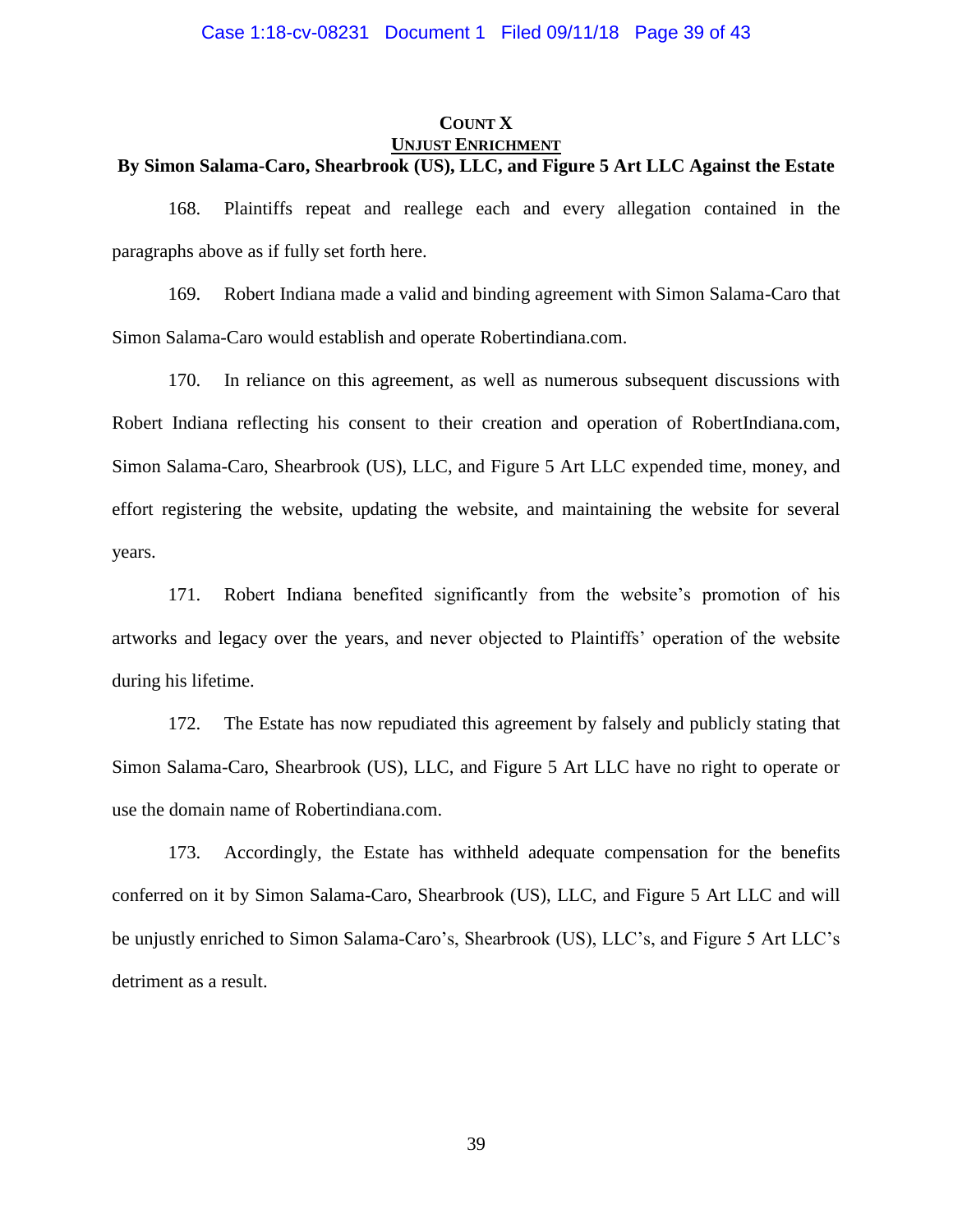## COUNT X

## UNJUST ENRICHMENT

**By Simon Salama-Caro, Shearbrook (US), LLC, and Figure 5 Art LLC Against the Estate**

168. Plaintiffs repeat and reallege each and every allegation contained in the paragraphs above as if fully set forth here.

169. Robert Indiana made a valid and binding agreement with Simon Salama-Caro that Simon Salama-Caro would establish and operate Robertindiana.com.

170. In reliance on this agreement, as well as numerous subsequent discussions with Robert Indiana reflecting his consent to their creation and operation of RobertIndiana.com, Simon Salama-Caro, Shearbrook (US), LLC, and Figure 5 Art LLC expended time, money, and effort registering the website, updating the website, and maintaining the website for several years.

171. Robert Indiana benefited significantly from the website's promotion of his artworks and legacy over the years, and never objected to Plaintiffs' operation of the website during his lifetime.

172. The Estate has now repudiated this agreement by falsely and publicly stating that Simon Salama-Caro, Shearbrook (US), LLC, and Figure 5 Art LLC have no right to operate or use the domain name of Robertindiana.com.

173. Accordingly, the Estate has withheld adequate compensation for the benefits conferred on it by Simon Salama-Caro, Shearbrook (US), LLC, and Figure 5 Art LLC and will be unjustly enriched to Simon Salama-Caro's, Shearbrook (US), LLC's, and Figure 5 Art LLC's detriment as a result.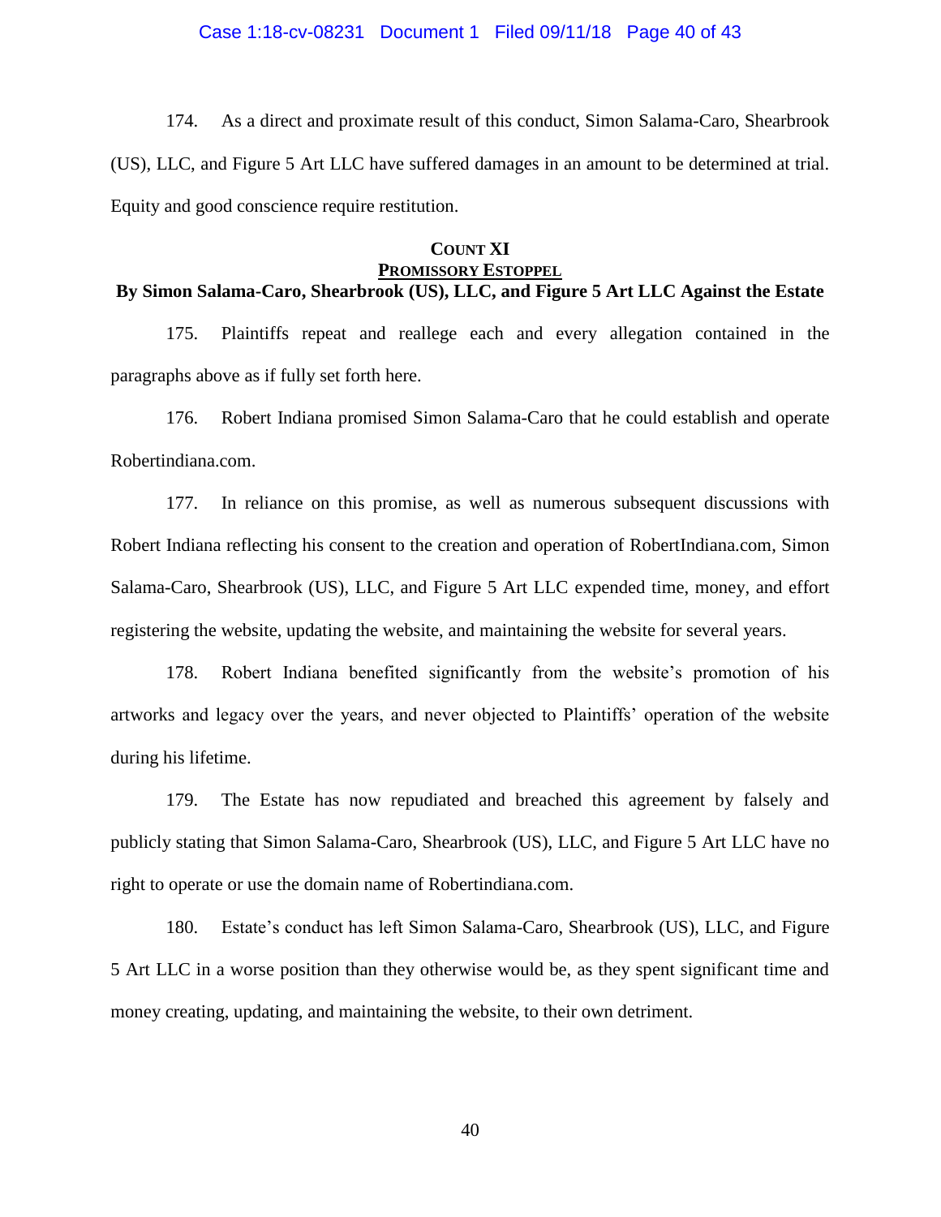174. As a direct and proximate result of this conduct, Simon Salama-Caro, Shearbrook (US), LLC, and Figure 5 Art LLC have suffered damages in an amount to be determined at trial. Equity and good conscience require restitution.

**COUNT XI**

**PROMISSORY ESTOPPEL**

**By Simon Salama-Caro, Shearbrook (US), LLC, and Figure 5 Art LLC Against the Estate**

175. Plaintiffs repeat and reallege each and every allegation contained in the paragraphs above as if fully set forth here.

176. Robert Indiana promised Simon Salama-Caro that he could establish and operate Robertindiana.com.

177. In reliance on this promise, as well as numerous subsequent discussions with Robert Indiana reflecting his consent to the creation and operation of RobertIndiana.com, Simon Salama-Caro, Shearbrook (US), LLC, and Figure 5 Art LLC expended time, money, and effort registering the website, updating the website, and maintaining the website for several years.

178. Robert Indiana benefited significantly from the website's promotion of his artworks and legacy over the years, and never objected to Plaintiffs' operation of the website during his lifetime.

179. The Estate has now repudiated and breached this agreement by falsely and publicly stating that Simon Salama-Caro, Shearbrook (US), LLC, and Figure 5 Art LLC have no right to operate or use the domain name of Robertindiana.com.

180. Estate's conduct has left Simon Salama-Caro, Shearbrook (US), LLC, and Figure 5 Art LLC in a worse position than they otherwise would be, as they spent significant time and money creating, updating, and maintaining the website, to their own detriment.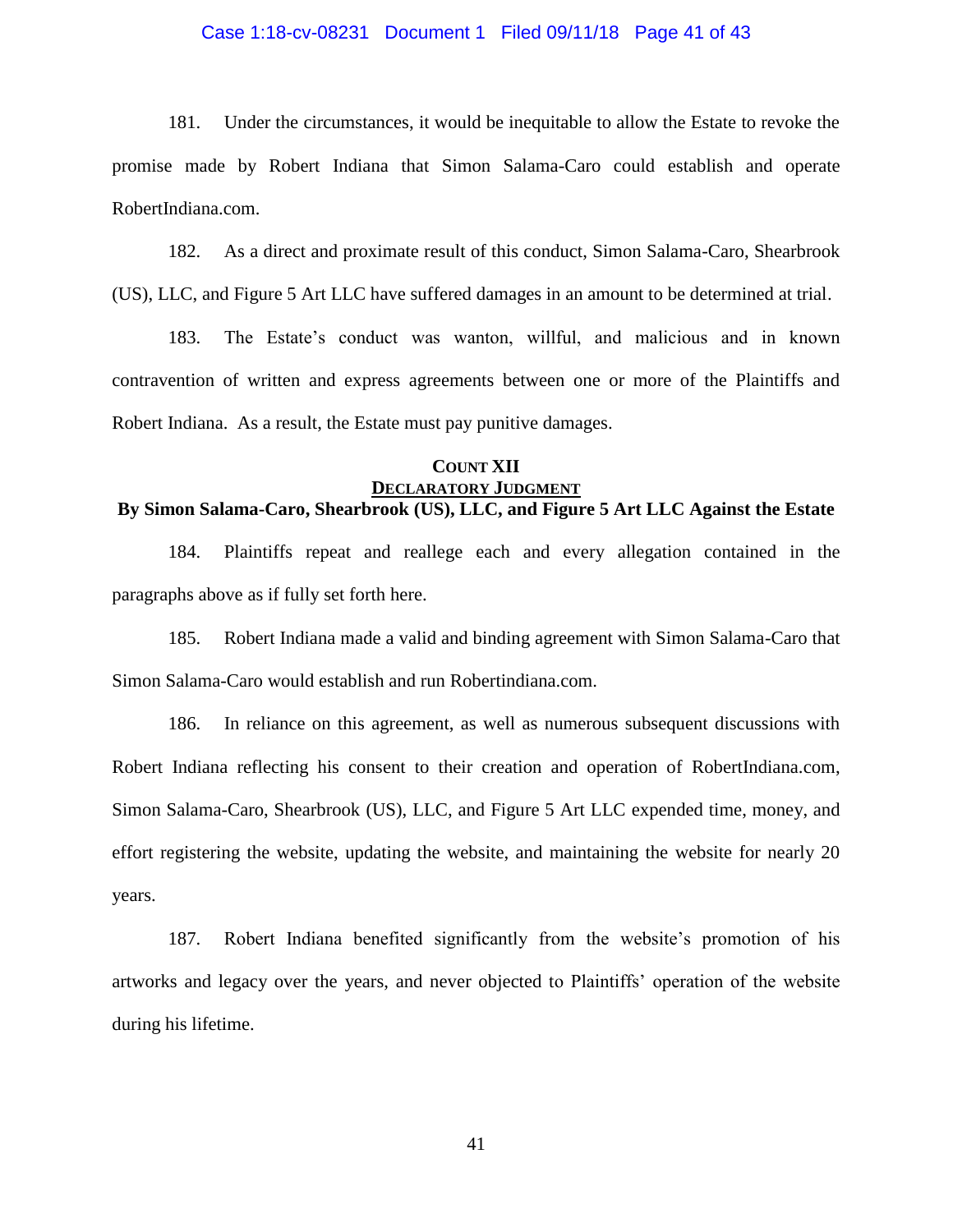181. Under the circumstances, it would be inequitable to allow the Estate to revoke the promise made by Robert Indiana that Simon Salama-Caro could establish and operate RobertIndiana.com.

182. As a direct and proximate result of this conduct, Simon Salama-Caro, Shearbrook (US), LLC, and Figure 5 Art LLC have suffered damages in an amount to be determined at trial.

183. The Estate's conduct was wanton, willful, and malicious and in known contravention of written and express agreements between one or more of the Plaintiffs and Robert Indiana. As a result, the Estate must pay punitive damages.

**COUNT XII**

**DECLARATORY JUDGMENT**

**By Simon Salama-Caro, Shearbrook (US), LLC, and Figure 5 Art LLC Against the Estate**

184. Plaintiffs repeat and reallege each and every allegation contained in the paragraphs above as if fully set forth here.

185. Robert Indiana made a valid and binding agreement with Simon Salama-Caro that Simon Salama-Caro would establish and run Robertindiana.com.

186. In reliance on this agreement, as well as numerous subsequent discussions with Robert Indiana reflecting his consent to their creation and operation of RobertIndiana.com, Simon Salama-Caro, Shearbrook (US), LLC, and Figure 5 Art LLC expended time, money, and effort registering the website, updating the website, and maintaining the website for nearly 20 years.

187. Robert Indiana benefited significantly from the website's promotion of his artworks and legacy over the years, and never objected to Plaintiffs' operation of the website during his lifetime.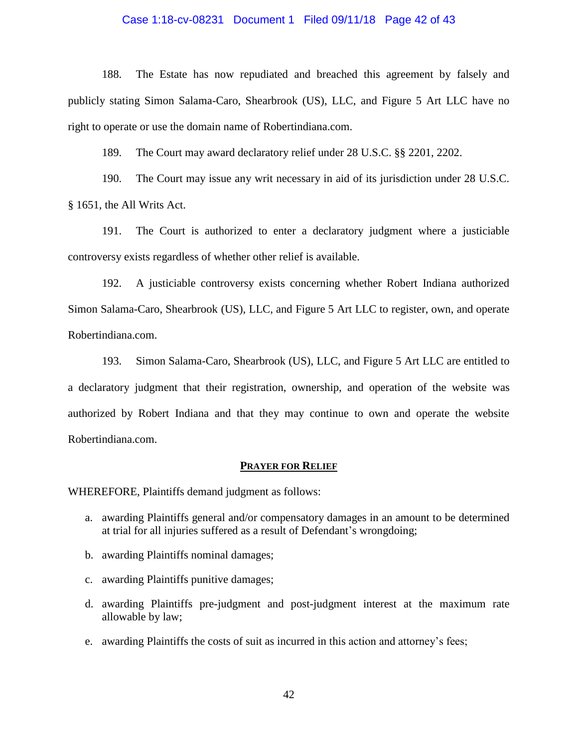188. The Estate has now repudiated and breached this agreement by falsely and publicly stating Simon Salama-Caro, Shearbrook (US), LLC, and Figure 5 Art LLC have no right to operate or use the domain name of Robertindiana.com.

189. The Court may award declaratory relief under 28 U.S.C. §§ 2201, 2202.

190. The Court may issue any writ necessary in aid of its jurisdiction under 28 U.S.C. § 1651, the All Writs Act.

191. The Court is authorized to enter a declaratory judgment where a justiciable controversy exists regardless of whether other relief is available.

192. A justiciable controversy exists concerning whether Robert Indiana authorized Simon Salama-Caro, Shearbrook (US), LLC, and Figure 5 Art LLC to register, own, and operate Robertindiana.com.

193. Simon Salama-Caro, Shearbrook (US), LLC, and Figure 5 Art LLC are entitled to a declaratory judgment that their registration, ownership, and operation of the website was authorized by Robert Indiana and that they may continue to own and operate the website Robertindiana.com.

## **PRAYER FOR RELIEF**

WHEREFORE, Plaintiffs demand judgment as follows:

a. awarding Plaintiffs general and/or compensatory damages in an amount to be determined at trial for all injuries suffered as a result of Defendant's wrongdoing;

b. awarding Plaintiffs nominal damages;

c. awarding Plaintiffs punitive damages;

d. awarding Plaintiffs pre-judgment and post-judgment interest at the maximum rate allowable by law;

e. awarding Plaintiffs the costs of suit as incurred in this action and attorney's fees;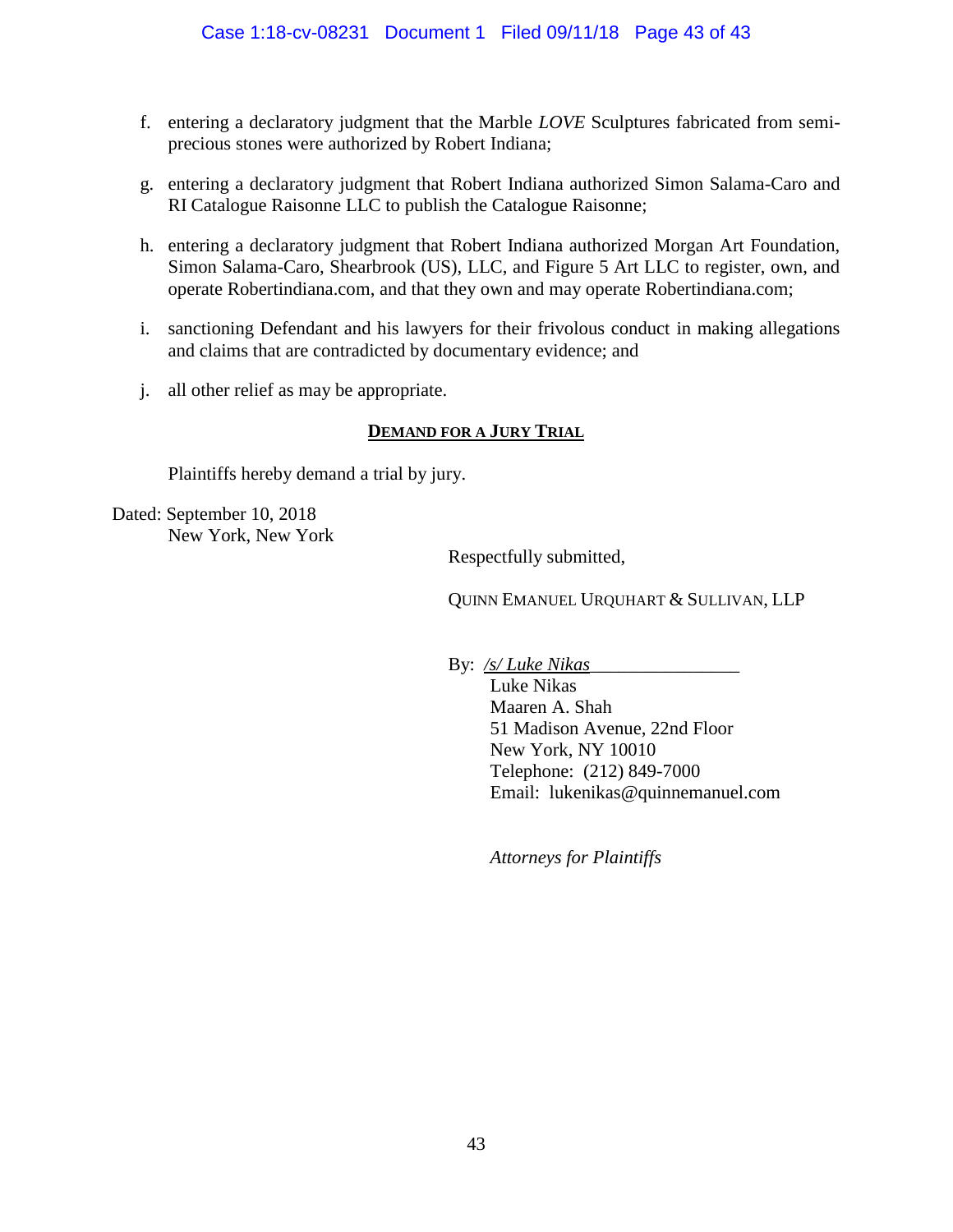f. entering a declaratory judgment that the Marble *LOVE* Sculptures fabricated from semi-precious stones were authorized by Robert Indiana;

g. entering a declaratory judgment that Robert Indiana authorized Simon Salama-Caro and RI Catalogue Raisonne LLC to publish the Catalogue Raisonne;

h. entering a declaratory judgment that Robert Indiana authorized Morgan Art Foundation, Simon Salama-Caro, Shearbrook (US), LLC, and Figure 5 Art LLC to register, own, and operate Robertindiana.com, and that they own and may operate Robertindiana.com;

i. sanctioning Defendant and his lawyers for their frivolous conduct in making allegations and claims that are contradicted by documentary evidence; and

j. all other relief as may be appropriate.

## DEMAND FOR A JURY TRIAL

Plaintiffs hereby demand a trial by jury.

Dated: September 10, 2018
New York, New York

Respectfully submitted,

QUINN EMANUEL URQUHART & SULLIVAN, LLP

By: */s/ Luke Nikas*
Luke Nikas
Maaren A. Shah
51 Madison Avenue, 22nd Floor
New York, NY 10010
Telephone: (212) 849-7000
Email: lukenikas@quinnemanuel.com

*Attorneys for Plaintiffs*